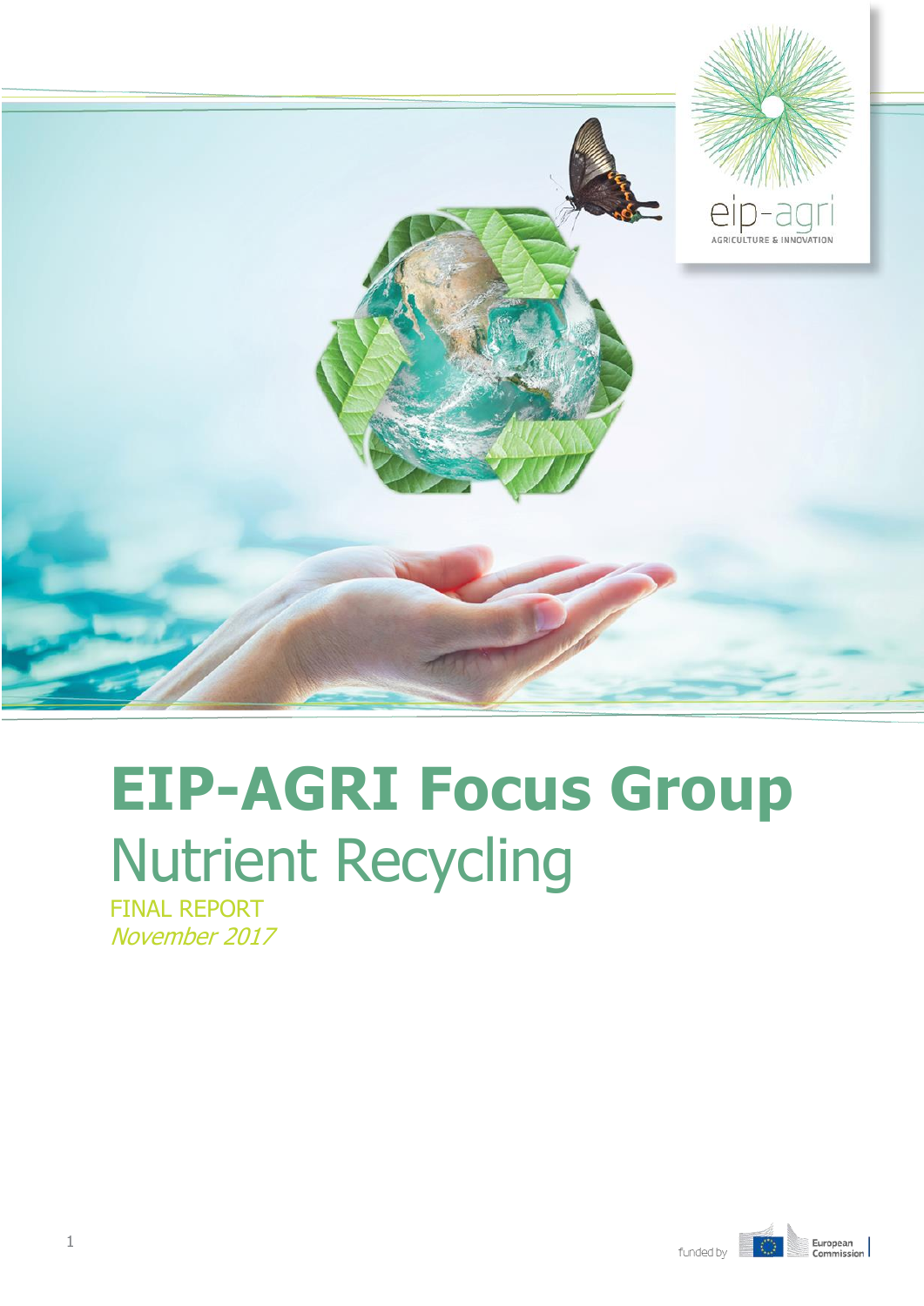# EIP-AGRI Focus Group

## Nutrient Recycling

FINAL REPORT

*November 2017*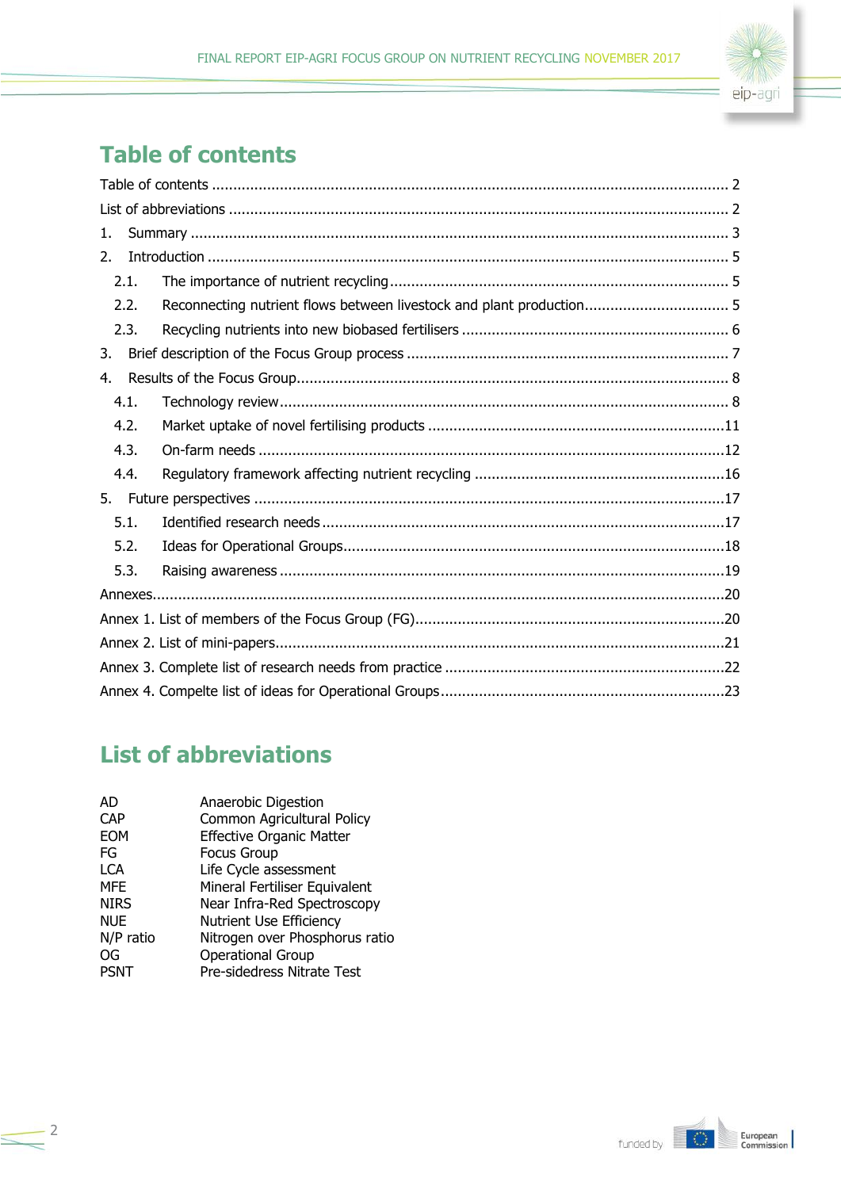# Table of contents

Table of contents ........................................................................................................................ 2

List of abbreviations .................................................................................................................... 2

1. Summary ............................................................................................................................... 3

2. Introduction .......................................................................................................................... 5

   2.1. The importance of nutrient recycling ............................................................................... 5

   2.2. Reconnecting nutrient flows between livestock and plant production ................................. 5

   2.3. Recycling nutrients into new biobased fertilisers .............................................................. 6

3. Brief description of the Focus Group process ........................................................................... 7

4. Results of the Focus Group ..................................................................................................... 8

   4.1. Technology review ........................................................................................................ 8

   4.2. Market uptake of novel fertilising products .....................................................................11

   4.3. On-farm needs .............................................................................................................12

   4.4. Regulatory framework affecting nutrient recycling ...........................................................16

5. Future perspectives ...............................................................................................................17

   5.1. Identified research needs ..............................................................................................17

   5.2. Ideas for Operational Groups .........................................................................................18

   5.3. Raising awareness ........................................................................................................19

Annexes.....................................................................................................................................20

Annex 1. List of members of the Focus Group (FG).......................................................................20

Annex 2. List of mini-papers.........................................................................................................21

Annex 3. Complete list of research needs from practice .................................................................22

Annex 4. Compelte list of ideas for Operational Groups..................................................................23

# List of abbreviations

| | |
|---|---|
| AD | Anaerobic Digestion |
| CAP | Common Agricultural Policy |
| EOM | Effective Organic Matter |
| FG | Focus Group |
| LCA | Life Cycle assessment |
| MFE | Mineral Fertiliser Equivalent |
| NIRS | Near Infra-Red Spectroscopy |
| NUE | Nutrient Use Efficiency |
| N/P ratio | Nitrogen over Phosphorus ratio |
| OG | Operational Group |
| PSNT | Pre-sidedress Nitrate Test |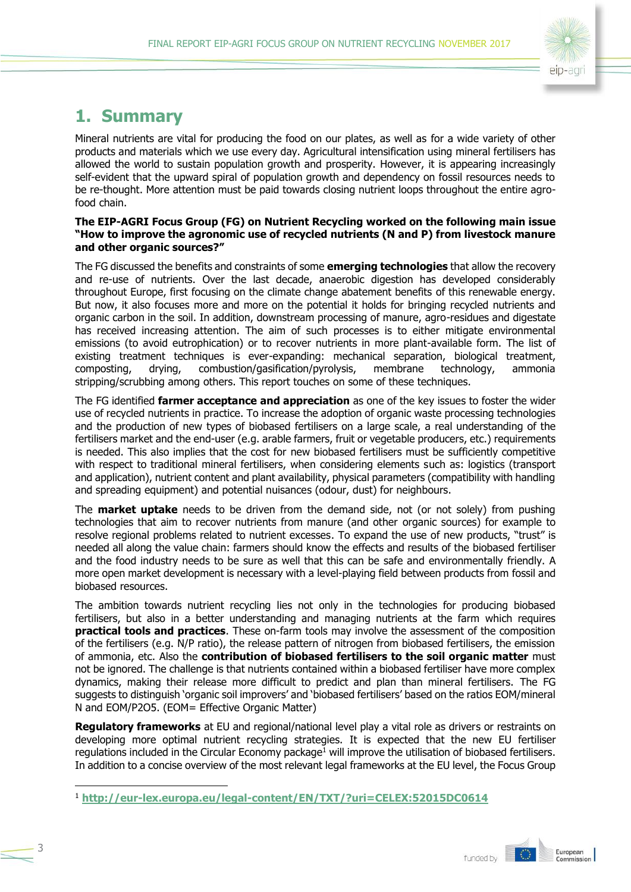# 1. Summary

Mineral nutrients are vital for producing the food on our plates, as well as for a wide variety of other products and materials which we use every day. Agricultural intensification using mineral fertilisers has allowed the world to sustain population growth and prosperity. However, it is appearing increasingly self-evident that the upward spiral of population growth and dependency on fossil resources needs to be re-thought. More attention must be paid towards closing nutrient loops throughout the entire agro-food chain.

**The EIP-AGRI Focus Group (FG) on Nutrient Recycling worked on the following main issue "How to improve the agronomic use of recycled nutrients (N and P) from livestock manure and other organic sources?"**

The FG discussed the benefits and constraints of some **emerging technologies** that allow the recovery and re-use of nutrients. Over the last decade, anaerobic digestion has developed considerably throughout Europe, first focusing on the climate change abatement benefits of this renewable energy. But now, it also focuses more and more on the potential it holds for bringing recycled nutrients and organic carbon in the soil. In addition, downstream processing of manure, agro-residues and digestate has received increasing attention. The aim of such processes is to either mitigate environmental emissions (to avoid eutrophication) or to recover nutrients in more plant-available form. The list of existing treatment techniques is ever-expanding: mechanical separation, biological treatment, composting, drying, combustion/gasification/pyrolysis, membrane technology, ammonia stripping/scrubbing among others. This report touches on some of these techniques.

The FG identified **farmer acceptance and appreciation** as one of the key issues to foster the wider use of recycled nutrients in practice. To increase the adoption of organic waste processing technologies and the production of new types of biobased fertilisers on a large scale, a real understanding of the fertilisers market and the end-user (e.g. arable farmers, fruit or vegetable producers, etc.) requirements is needed. This also implies that the cost for new biobased fertilisers must be sufficiently competitive with respect to traditional mineral fertilisers, when considering elements such as: logistics (transport and application), nutrient content and plant availability, physical parameters (compatibility with handling and spreading equipment) and potential nuisances (odour, dust) for neighbours.

The **market uptake** needs to be driven from the demand side, not (or not solely) from pushing technologies that aim to recover nutrients from manure (and other organic sources) for example to resolve regional problems related to nutrient excesses. To expand the use of new products, "trust" is needed all along the value chain: farmers should know the effects and results of the biobased fertiliser and the food industry needs to be sure as well that this can be safe and environmentally friendly. A more open market development is necessary with a level-playing field between products from fossil and biobased resources.

The ambition towards nutrient recycling lies not only in the technologies for producing biobased fertilisers, but also in a better understanding and managing nutrients at the farm which requires **practical tools and practices**. These on-farm tools may involve the assessment of the composition of the fertilisers (e.g. N/P ratio), the release pattern of nitrogen from biobased fertilisers, the emission of ammonia, etc. Also the **contribution of biobased fertilisers to the soil organic matter** must not be ignored. The challenge is that nutrients contained within a biobased fertiliser have more complex dynamics, making their release more difficult to predict and plan than mineral fertilisers. The FG suggests to distinguish 'organic soil improvers' and 'biobased fertilisers' based on the ratios EOM/mineral N and EOM/P2O5. (EOM= Effective Organic Matter)

**Regulatory frameworks** at EU and regional/national level play a vital role as drivers or restraints on developing more optimal nutrient recycling strategies. It is expected that the new EU fertiliser regulations included in the Circular Economy package[1] will improve the utilisation of biobased fertilisers. In addition to a concise overview of the most relevant legal frameworks at the EU level, the Focus Group

[1] http://eur-lex.europa.eu/legal-content/EN/TXT/?uri=CELEX:52015DC0614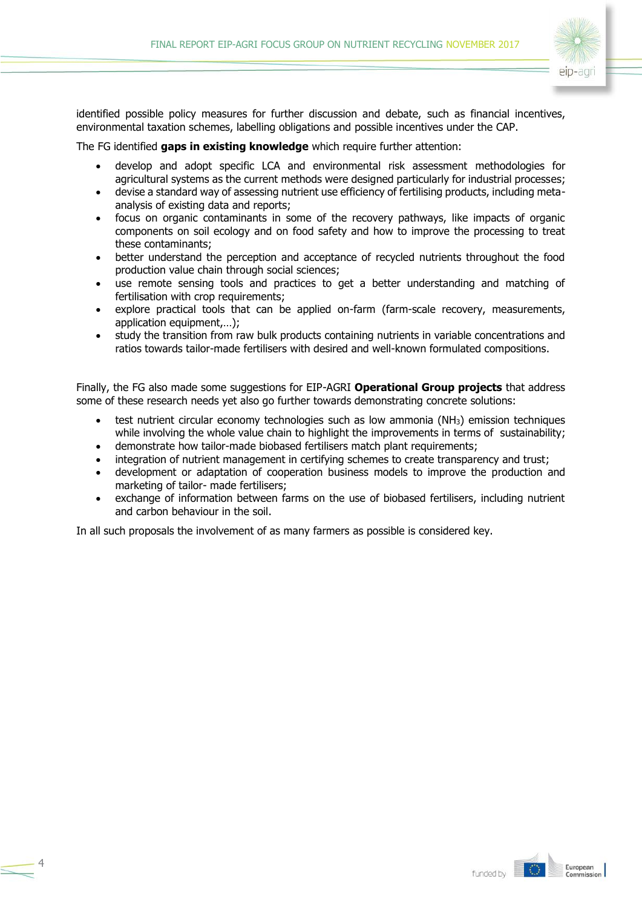identified possible policy measures for further discussion and debate, such as financial incentives, environmental taxation schemes, labelling obligations and possible incentives under the CAP.

The FG identified **gaps in existing knowledge** which require further attention:

- develop and adopt specific LCA and environmental risk assessment methodologies for agricultural systems as the current methods were designed particularly for industrial processes;
- devise a standard way of assessing nutrient use efficiency of fertilising products, including meta-analysis of existing data and reports;
- focus on organic contaminants in some of the recovery pathways, like impacts of organic components on soil ecology and on food safety and how to improve the processing to treat these contaminants;
- better understand the perception and acceptance of recycled nutrients throughout the food production value chain through social sciences;
- use remote sensing tools and practices to get a better understanding and matching of fertilisation with crop requirements;
- explore practical tools that can be applied on-farm (farm-scale recovery, measurements, application equipment,…);
- study the transition from raw bulk products containing nutrients in variable concentrations and ratios towards tailor-made fertilisers with desired and well-known formulated compositions.

Finally, the FG also made some suggestions for EIP-AGRI **Operational Group projects** that address some of these research needs yet also go further towards demonstrating concrete solutions:

- test nutrient circular economy technologies such as low ammonia ($NH_3$) emission techniques while involving the whole value chain to highlight the improvements in terms of sustainability;
- demonstrate how tailor-made biobased fertilisers match plant requirements;
- integration of nutrient management in certifying schemes to create transparency and trust;
- development or adaptation of cooperation business models to improve the production and marketing of tailor- made fertilisers;
- exchange of information between farms on the use of biobased fertilisers, including nutrient and carbon behaviour in the soil.

In all such proposals the involvement of as many farmers as possible is considered key.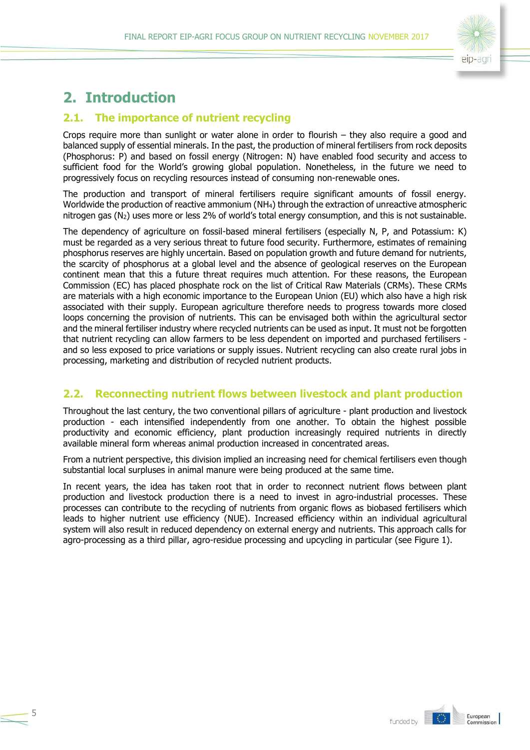# 2. Introduction

## 2.1. The importance of nutrient recycling

Crops require more than sunlight or water alone in order to flourish – they also require a good and balanced supply of essential minerals. In the past, the production of mineral fertilisers from rock deposits (Phosphorus: P) and based on fossil energy (Nitrogen: N) have enabled food security and access to sufficient food for the World's growing global population. Nonetheless, in the future we need to progressively focus on recycling resources instead of consuming non-renewable ones.

The production and transport of mineral fertilisers require significant amounts of fossil energy. Worldwide the production of reactive ammonium ($NH_4$) through the extraction of unreactive atmospheric nitrogen gas ($N_2$) uses more or less 2% of world's total energy consumption, and this is not sustainable.

The dependency of agriculture on fossil-based mineral fertilisers (especially N, P, and Potassium: K) must be regarded as a very serious threat to future food security. Furthermore, estimates of remaining phosphorus reserves are highly uncertain. Based on population growth and future demand for nutrients, the scarcity of phosphorus at a global level and the absence of geological reserves on the European continent mean that this a future threat requires much attention. For these reasons, the European Commission (EC) has placed phosphate rock on the list of Critical Raw Materials (CRMs). These CRMs are materials with a high economic importance to the European Union (EU) which also have a high risk associated with their supply. European agriculture therefore needs to progress towards more closed loops concerning the provision of nutrients. This can be envisaged both within the agricultural sector and the mineral fertiliser industry where recycled nutrients can be used as input. It must not be forgotten that nutrient recycling can allow farmers to be less dependent on imported and purchased fertilisers - and so less exposed to price variations or supply issues. Nutrient recycling can also create rural jobs in processing, marketing and distribution of recycled nutrient products.

## 2.2. Reconnecting nutrient flows between livestock and plant production

Throughout the last century, the two conventional pillars of agriculture - plant production and livestock production - each intensified independently from one another. To obtain the highest possible productivity and economic efficiency, plant production increasingly required nutrients in directly available mineral form whereas animal production increased in concentrated areas.

From a nutrient perspective, this division implied an increasing need for chemical fertilisers even though substantial local surpluses in animal manure were being produced at the same time.

In recent years, the idea has taken root that in order to reconnect nutrient flows between plant production and livestock production there is a need to invest in agro-industrial processes. These processes can contribute to the recycling of nutrients from organic flows as biobased fertilisers which leads to higher nutrient use efficiency (NUE). Increased efficiency within an individual agricultural system will also result in reduced dependency on external energy and nutrients. This approach calls for agro-processing as a third pillar, agro-residue processing and upcycling in particular (see Figure 1).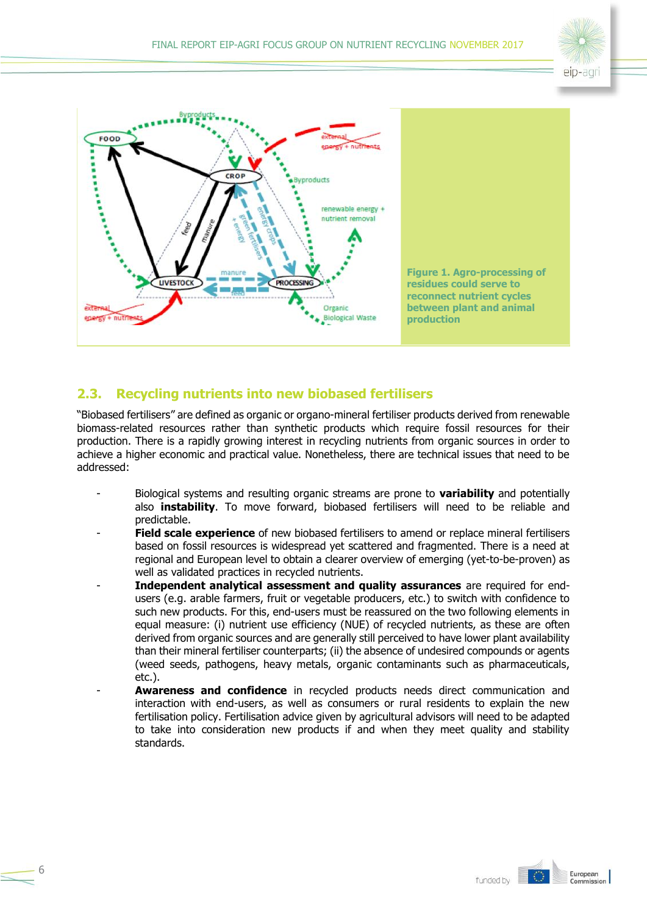Figure 1. Agro-processing of residues could serve to reconnect nutrient cycles between plant and animal production

## 2.3. Recycling nutrients into new biobased fertilisers

"Biobased fertilisers" are defined as organic or organo-mineral fertiliser products derived from renewable biomass-related resources rather than synthetic products which require fossil resources for their production. There is a rapidly growing interest in recycling nutrients from organic sources in order to achieve a higher economic and practical value. Nonetheless, there are technical issues that need to be addressed:

- Biological systems and resulting organic streams are prone to **variability** and potentially also **instability**. To move forward, biobased fertilisers will need to be reliable and predictable.
- **Field scale experience** of new biobased fertilisers to amend or replace mineral fertilisers based on fossil resources is widespread yet scattered and fragmented. There is a need at regional and European level to obtain a clearer overview of emerging (yet-to-be-proven) as well as validated practices in recycled nutrients.
- **Independent analytical assessment and quality assurances** are required for end-users (e.g. arable farmers, fruit or vegetable producers, etc.) to switch with confidence to such new products. For this, end-users must be reassured on the two following elements in equal measure: (i) nutrient use efficiency (NUE) of recycled nutrients, as these are often derived from organic sources and are generally still perceived to have lower plant availability than their mineral fertiliser counterparts; (ii) the absence of undesired compounds or agents (weed seeds, pathogens, heavy metals, organic contaminants such as pharmaceuticals, etc.).
- **Awareness and confidence** in recycled products needs direct communication and interaction with end-users, as well as consumers or rural residents to explain the new fertilisation policy. Fertilisation advice given by agricultural advisors will need to be adapted to take into consideration new products if and when they meet quality and stability standards.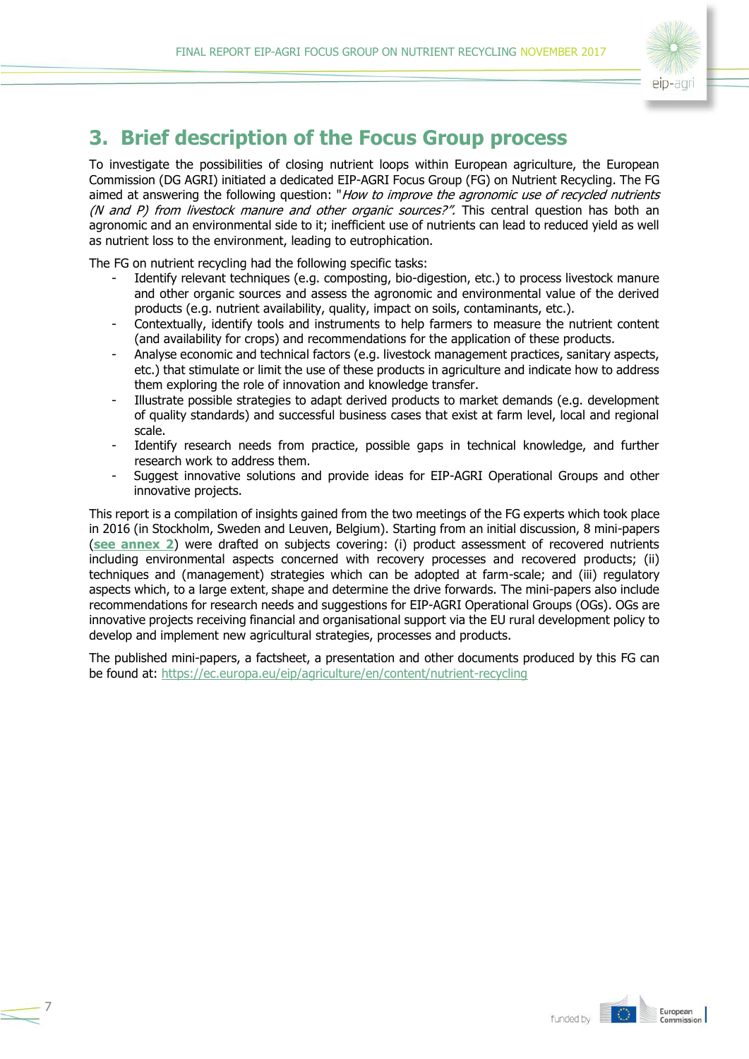## 3. Brief description of the Focus Group process

To investigate the possibilities of closing nutrient loops within European agriculture, the European Commission (DG AGRI) initiated a dedicated EIP-AGRI Focus Group (FG) on Nutrient Recycling. The FG aimed at answering the following question: "*How to improve the agronomic use of recycled nutrients (N and P) from livestock manure and other organic sources?"*. This central question has both an agronomic and an environmental side to it; inefficient use of nutrients can lead to reduced yield as well as nutrient loss to the environment, leading to eutrophication.

The FG on nutrient recycling had the following specific tasks:

- Identify relevant techniques (e.g. composting, bio-digestion, etc.) to process livestock manure and other organic sources and assess the agronomic and environmental value of the derived products (e.g. nutrient availability, quality, impact on soils, contaminants, etc.).
- Contextually, identify tools and instruments to help farmers to measure the nutrient content (and availability for crops) and recommendations for the application of these products.
- Analyse economic and technical factors (e.g. livestock management practices, sanitary aspects, etc.) that stimulate or limit the use of these products in agriculture and indicate how to address them exploring the role of innovation and knowledge transfer.
- Illustrate possible strategies to adapt derived products to market demands (e.g. development of quality standards) and successful business cases that exist at farm level, local and regional scale.
- Identify research needs from practice, possible gaps in technical knowledge, and further research work to address them.
- Suggest innovative solutions and provide ideas for EIP-AGRI Operational Groups and other innovative projects.

This report is a compilation of insights gained from the two meetings of the FG experts which took place in 2016 (in Stockholm, Sweden and Leuven, Belgium). Starting from an initial discussion, 8 mini-papers (**see annex 2**) were drafted on subjects covering: (i) product assessment of recovered nutrients including environmental aspects concerned with recovery processes and recovered products; (ii) techniques and (management) strategies which can be adopted at farm-scale; and (iii) regulatory aspects which, to a large extent, shape and determine the drive forwards. The mini-papers also include recommendations for research needs and suggestions for EIP-AGRI Operational Groups (OGs). OGs are innovative projects receiving financial and organisational support via the EU rural development policy to develop and implement new agricultural strategies, processes and products.

The published mini-papers, a factsheet, a presentation and other documents produced by this FG can be found at: https://ec.europa.eu/eip/agriculture/en/content/nutrient-recycling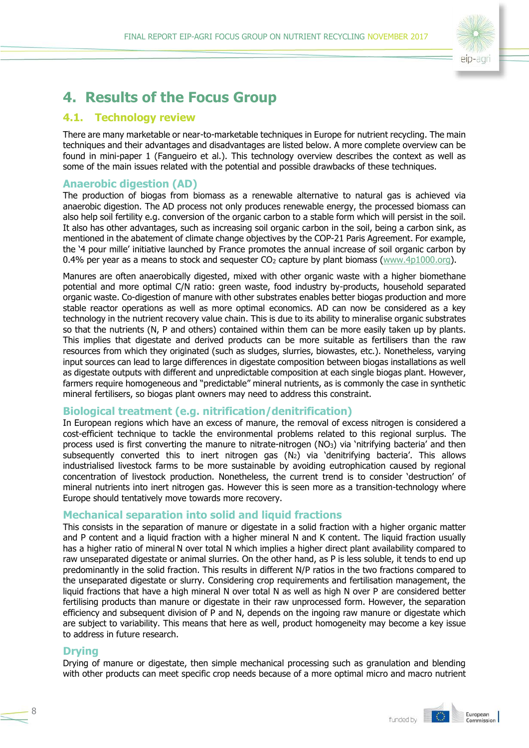# 4. Results of the Focus Group

## 4.1. Technology review

There are many marketable or near-to-marketable techniques in Europe for nutrient recycling. The main techniques and their advantages and disadvantages are listed below. A more complete overview can be found in mini-paper 1 (Fangueiro et al.). This technology overview describes the context as well as some of the main issues related with the potential and possible drawbacks of these techniques.

### Anaerobic digestion (AD)

The production of biogas from biomass as a renewable alternative to natural gas is achieved via anaerobic digestion. The AD process not only produces renewable energy, the processed biomass can also help soil fertility e.g. conversion of the organic carbon to a stable form which will persist in the soil. It also has other advantages, such as increasing soil organic carbon in the soil, being a carbon sink, as mentioned in the abatement of climate change objectives by the COP-21 Paris Agreement. For example, the '4 pour mille' initiative launched by France promotes the annual increase of soil organic carbon by 0.4% per year as a means to stock and sequester $CO_2$ capture by plant biomass (www.4p1000.org).

Manures are often anaerobically digested, mixed with other organic waste with a higher biomethane potential and more optimal C/N ratio: green waste, food industry by-products, household separated organic waste. Co-digestion of manure with other substrates enables better biogas production and more stable reactor operations as well as more optimal economics. AD can now be considered as a key technology in the nutrient recovery value chain. This is due to its ability to mineralise organic substrates so that the nutrients (N, P and others) contained within them can be more easily taken up by plants. This implies that digestate and derived products can be more suitable as fertilisers than the raw resources from which they originated (such as sludges, slurries, biowastes, etc.). Nonetheless, varying input sources can lead to large differences in digestate composition between biogas installations as well as digestate outputs with different and unpredictable composition at each single biogas plant. However, farmers require homogeneous and "predictable" mineral nutrients, as is commonly the case in synthetic mineral fertilisers, so biogas plant owners may need to address this constraint.

### Biological treatment (e.g. nitrification/denitrification)

In European regions which have an excess of manure, the removal of excess nitrogen is considered a cost-efficient technique to tackle the environmental problems related to this regional surplus. The process used is first converting the manure to nitrate-nitrogen ($NO_3$) via 'nitrifying bacteria' and then subsequently converted this to inert nitrogen gas ($N_2$) via 'denitrifying bacteria'. This allows industrialised livestock farms to be more sustainable by avoiding eutrophication caused by regional concentration of livestock production. Nonetheless, the current trend is to consider 'destruction' of mineral nutrients into inert nitrogen gas. However this is seen more as a transition-technology where Europe should tentatively move towards more recovery.

### Mechanical separation into solid and liquid fractions

This consists in the separation of manure or digestate in a solid fraction with a higher organic matter and P content and a liquid fraction with a higher mineral N and K content. The liquid fraction usually has a higher ratio of mineral N over total N which implies a higher direct plant availability compared to raw unseparated digestate or animal slurries. On the other hand, as P is less soluble, it tends to end up predominantly in the solid fraction. This results in different N/P ratios in the two fractions compared to the unseparated digestate or slurry. Considering crop requirements and fertilisation management, the liquid fractions that have a high mineral N over total N as well as high N over P are considered better fertilising products than manure or digestate in their raw unprocessed form. However, the separation efficiency and subsequent division of P and N, depends on the ingoing raw manure or digestate which are subject to variability. This means that here as well, product homogeneity may become a key issue to address in future research.

### Drying

Drying of manure or digestate, then simple mechanical processing such as granulation and blending with other products can meet specific crop needs because of a more optimal micro and macro nutrient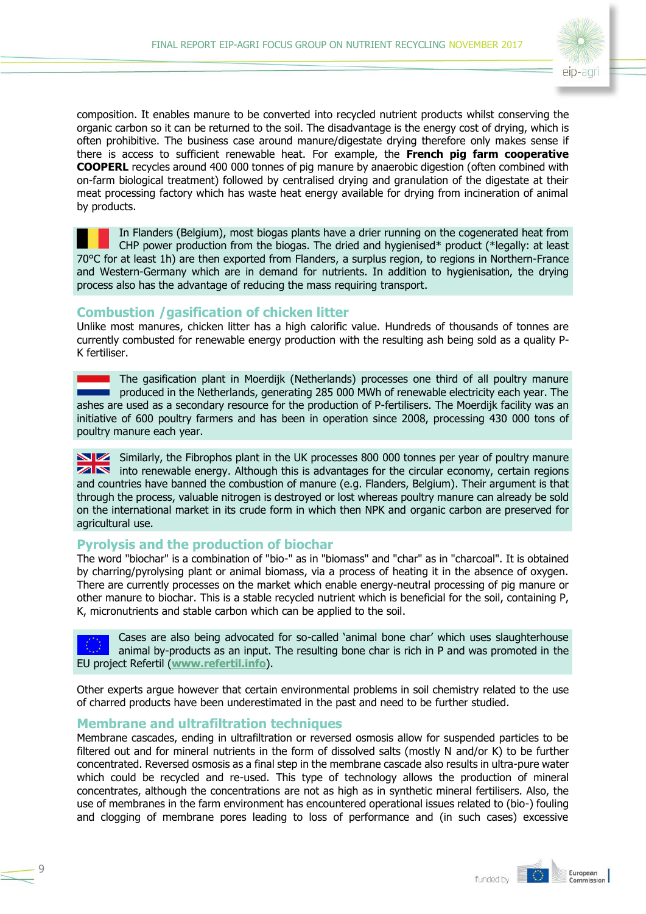composition. It enables manure to be converted into recycled nutrient products whilst conserving the organic carbon so it can be returned to the soil. The disadvantage is the energy cost of drying, which is often prohibitive. The business case around manure/digestate drying therefore only makes sense if there is access to sufficient renewable heat. For example, the **French pig farm cooperative COOPERL** recycles around 400 000 tonnes of pig manure by anaerobic digestion (often combined with on-farm biological treatment) followed by centralised drying and granulation of the digestate at their meat processing factory which has waste heat energy available for drying from incineration of animal by products.

In Flanders (Belgium), most biogas plants have a drier running on the cogenerated heat from CHP power production from the biogas. The dried and hygienised* product (*legally: at least 70°C for at least 1h) are then exported from Flanders, a surplus region, to regions in Northern-France and Western-Germany which are in demand for nutrients. In addition to hygienisation, the drying process also has the advantage of reducing the mass requiring transport.

## Combustion /gasification of chicken litter

Unlike most manures, chicken litter has a high calorific value. Hundreds of thousands of tonnes are currently combusted for renewable energy production with the resulting ash being sold as a quality P-K fertiliser.

The gasification plant in Moerdijk (Netherlands) processes one third of all poultry manure produced in the Netherlands, generating 285 000 MWh of renewable electricity each year. The ashes are used as a secondary resource for the production of P-fertilisers. The Moerdijk facility was an initiative of 600 poultry farmers and has been in operation since 2008, processing 430 000 tons of poultry manure each year.

Similarly, the Fibrophos plant in the UK processes 800 000 tonnes per year of poultry manure into renewable energy. Although this is advantages for the circular economy, certain regions and countries have banned the combustion of manure (e.g. Flanders, Belgium). Their argument is that through the process, valuable nitrogen is destroyed or lost whereas poultry manure can already be sold on the international market in its crude form in which then NPK and organic carbon are preserved for agricultural use.

## Pyrolysis and the production of biochar

The word "biochar" is a combination of "bio-" as in "biomass" and "char" as in "charcoal". It is obtained by charring/pyrolysing plant or animal biomass, via a process of heating it in the absence of oxygen. There are currently processes on the market which enable energy-neutral processing of pig manure or other manure to biochar. This is a stable recycled nutrient which is beneficial for the soil, containing P, K, micronutrients and stable carbon which can be applied to the soil.

Cases are also being advocated for so-called 'animal bone char' which uses slaughterhouse animal by-products as an input. The resulting bone char is rich in P and was promoted in the EU project Refertil (**www.refertil.info**).

Other experts argue however that certain environmental problems in soil chemistry related to the use of charred products have been underestimated in the past and need to be further studied.

## Membrane and ultrafiltration techniques

Membrane cascades, ending in ultrafiltration or reversed osmosis allow for suspended particles to be filtered out and for mineral nutrients in the form of dissolved salts (mostly N and/or K) to be further concentrated. Reversed osmosis as a final step in the membrane cascade also results in ultra-pure water which could be recycled and re-used. This type of technology allows the production of mineral concentrates, although the concentrations are not as high as in synthetic mineral fertilisers. Also, the use of membranes in the farm environment has encountered operational issues related to (bio-) fouling and clogging of membrane pores leading to loss of performance and (in such cases) excessive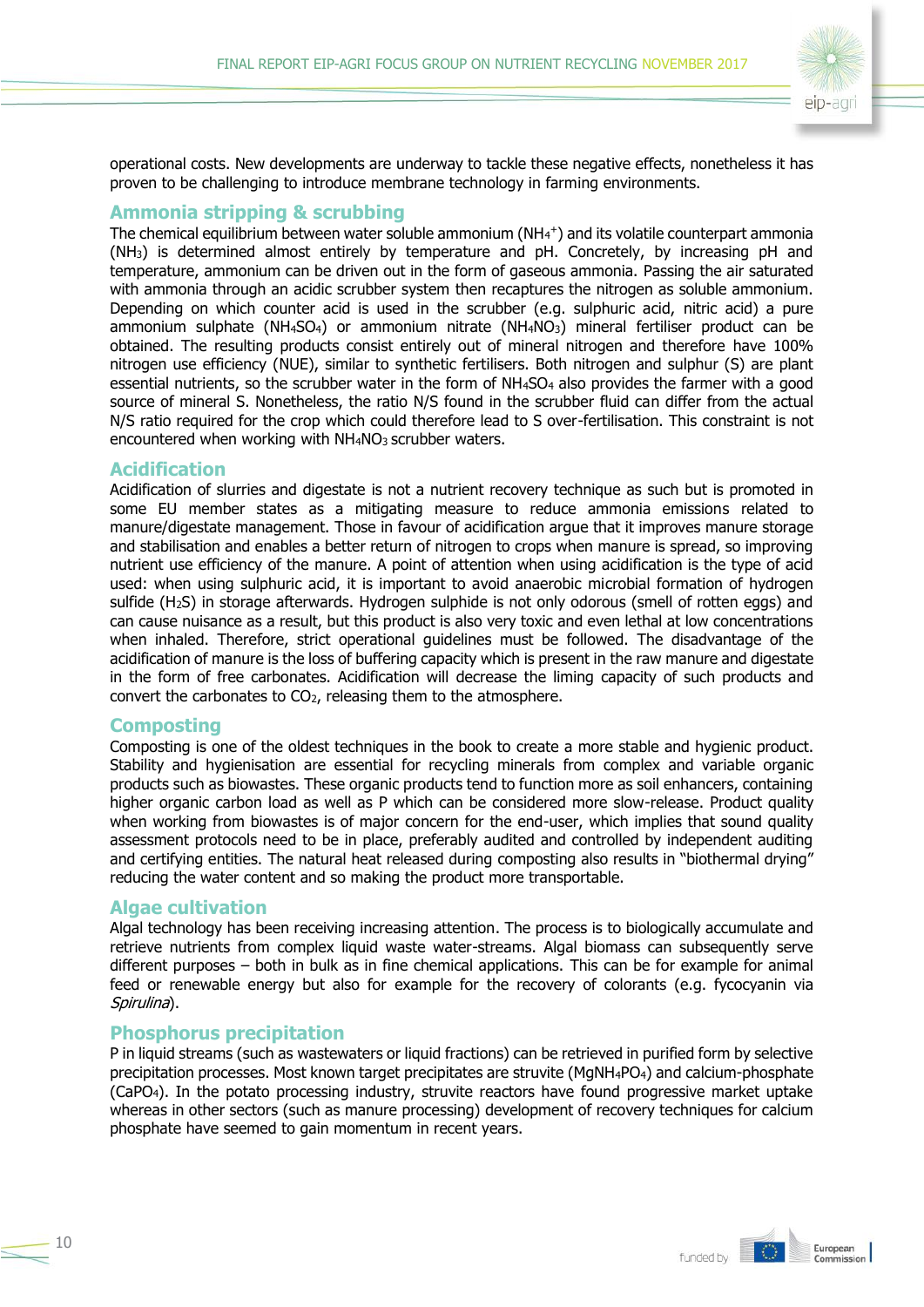operational costs. New developments are underway to tackle these negative effects, nonetheless it has proven to be challenging to introduce membrane technology in farming environments.

## Ammonia stripping & scrubbing

The chemical equilibrium between water soluble ammonium ($NH_4^+$) and its volatile counterpart ammonia ($NH_3$) is determined almost entirely by temperature and pH. Concretely, by increasing pH and temperature, ammonium can be driven out in the form of gaseous ammonia. Passing the air saturated with ammonia through an acidic scrubber system then recaptures the nitrogen as soluble ammonium. Depending on which counter acid is used in the scrubber (e.g. sulphuric acid, nitric acid) a pure ammonium sulphate ($NH_4SO_4$) or ammonium nitrate ($NH_4NO_3$) mineral fertiliser product can be obtained. The resulting products consist entirely out of mineral nitrogen and therefore have 100% nitrogen use efficiency (NUE), similar to synthetic fertilisers. Both nitrogen and sulphur (S) are plant essential nutrients, so the scrubber water in the form of $NH_4SO_4$ also provides the farmer with a good source of mineral S. Nonetheless, the ratio N/S found in the scrubber fluid can differ from the actual N/S ratio required for the crop which could therefore lead to S over-fertilisation. This constraint is not encountered when working with $NH_4NO_3$ scrubber waters.

## Acidification

Acidification of slurries and digestate is not a nutrient recovery technique as such but is promoted in some EU member states as a mitigating measure to reduce ammonia emissions related to manure/digestate management. Those in favour of acidification argue that it improves manure storage and stabilisation and enables a better return of nitrogen to crops when manure is spread, so improving nutrient use efficiency of the manure. A point of attention when using acidification is the type of acid used: when using sulphuric acid, it is important to avoid anaerobic microbial formation of hydrogen sulfide ($H_2S$) in storage afterwards. Hydrogen sulphide is not only odorous (smell of rotten eggs) and can cause nuisance as a result, but this product is also very toxic and even lethal at low concentrations when inhaled. Therefore, strict operational guidelines must be followed. The disadvantage of the acidification of manure is the loss of buffering capacity which is present in the raw manure and digestate in the form of free carbonates. Acidification will decrease the liming capacity of such products and convert the carbonates to $CO_2$, releasing them to the atmosphere.

## Composting

Composting is one of the oldest techniques in the book to create a more stable and hygienic product. Stability and hygienisation are essential for recycling minerals from complex and variable organic products such as biowastes. These organic products tend to function more as soil enhancers, containing higher organic carbon load as well as P which can be considered more slow-release. Product quality when working from biowastes is of major concern for the end-user, which implies that sound quality assessment protocols need to be in place, preferably audited and controlled by independent auditing and certifying entities. The natural heat released during composting also results in "biothermal drying" reducing the water content and so making the product more transportable.

## Algae cultivation

Algal technology has been receiving increasing attention. The process is to biologically accumulate and retrieve nutrients from complex liquid waste water-streams. Algal biomass can subsequently serve different purposes – both in bulk as in fine chemical applications. This can be for example for animal feed or renewable energy but also for example for the recovery of colorants (e.g. fycocyanin via *Spirulina*).

## Phosphorus precipitation

P in liquid streams (such as wastewaters or liquid fractions) can be retrieved in purified form by selective precipitation processes. Most known target precipitates are struvite ($MgNH_4PO_4$) and calcium-phosphate ($CaPO_4$). In the potato processing industry, struvite reactors have found progressive market uptake whereas in other sectors (such as manure processing) development of recovery techniques for calcium phosphate have seemed to gain momentum in recent years.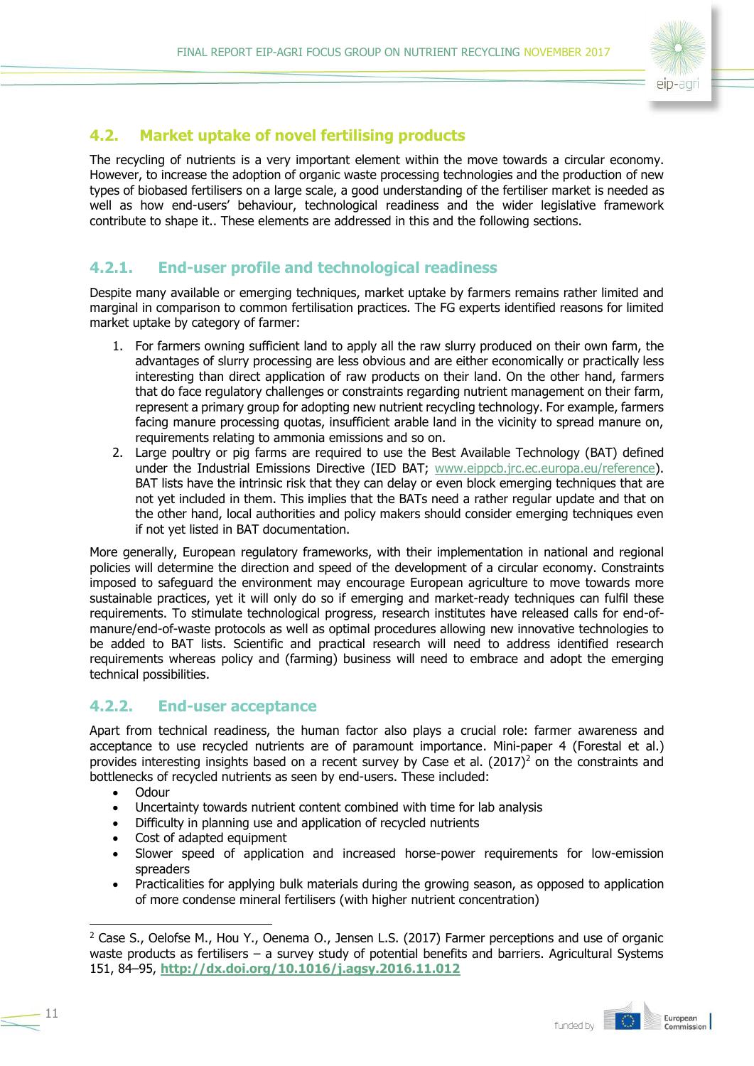## 4.2. Market uptake of novel fertilising products

The recycling of nutrients is a very important element within the move towards a circular economy. However, to increase the adoption of organic waste processing technologies and the production of new types of biobased fertilisers on a large scale, a good understanding of the fertiliser market is needed as well as how end-users' behaviour, technological readiness and the wider legislative framework contribute to shape it.. These elements are addressed in this and the following sections.

### 4.2.1. End-user profile and technological readiness

Despite many available or emerging techniques, market uptake by farmers remains rather limited and marginal in comparison to common fertilisation practices. The FG experts identified reasons for limited market uptake by category of farmer:

1. For farmers owning sufficient land to apply all the raw slurry produced on their own farm, the advantages of slurry processing are less obvious and are either economically or practically less interesting than direct application of raw products on their land. On the other hand, farmers that do face regulatory challenges or constraints regarding nutrient management on their farm, represent a primary group for adopting new nutrient recycling technology. For example, farmers facing manure processing quotas, insufficient arable land in the vicinity to spread manure on, requirements relating to ammonia emissions and so on.
2. Large poultry or pig farms are required to use the Best Available Technology (BAT) defined under the Industrial Emissions Directive (IED BAT; www.eippcb.jrc.ec.europa.eu/reference). BAT lists have the intrinsic risk that they can delay or even block emerging techniques that are not yet included in them. This implies that the BATs need a rather regular update and that on the other hand, local authorities and policy makers should consider emerging techniques even if not yet listed in BAT documentation.

More generally, European regulatory frameworks, with their implementation in national and regional policies will determine the direction and speed of the development of a circular economy. Constraints imposed to safeguard the environment may encourage European agriculture to move towards more sustainable practices, yet it will only do so if emerging and market-ready techniques can fulfil these requirements. To stimulate technological progress, research institutes have released calls for end-of-manure/end-of-waste protocols as well as optimal procedures allowing new innovative technologies to be added to BAT lists. Scientific and practical research will need to address identified research requirements whereas policy and (farming) business will need to embrace and adopt the emerging technical possibilities.

### 4.2.2. End-user acceptance

Apart from technical readiness, the human factor also plays a crucial role: farmer awareness and acceptance to use recycled nutrients are of paramount importance. Mini-paper 4 (Forestal et al.) provides interesting insights based on a recent survey by Case et al. (2017)[2] on the constraints and bottlenecks of recycled nutrients as seen by end-users. These included:

- Odour
- Uncertainty towards nutrient content combined with time for lab analysis
- Difficulty in planning use and application of recycled nutrients
- Cost of adapted equipment
- Slower speed of application and increased horse-power requirements for low-emission spreaders
- Practicalities for applying bulk materials during the growing season, as opposed to application of more condense mineral fertilisers (with higher nutrient concentration)

[2] Case S., Oelofse M., Hou Y., Oenema O., Jensen L.S. (2017) Farmer perceptions and use of organic waste products as fertilisers – a survey study of potential benefits and barriers. Agricultural Systems 151, 84–95, **http://dx.doi.org/10.1016/j.agsy.2016.11.012**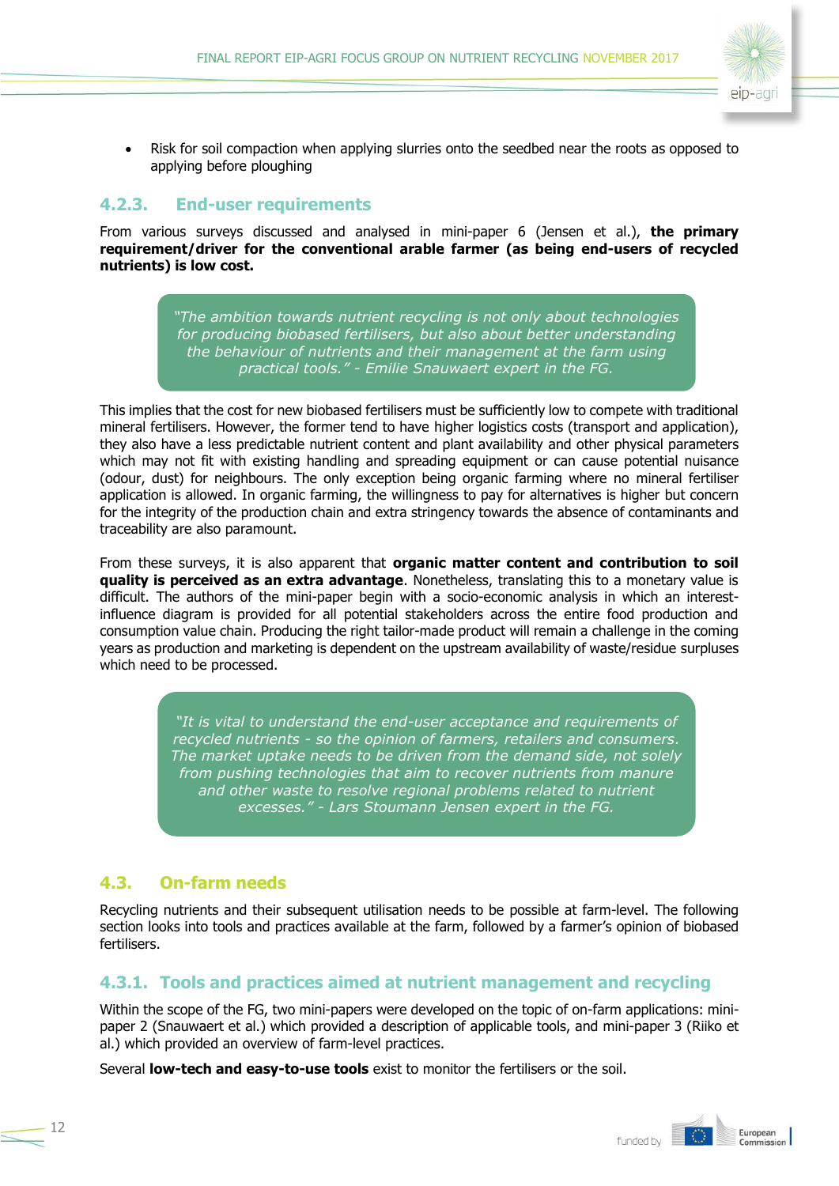- Risk for soil compaction when applying slurries onto the seedbed near the roots as opposed to applying before ploughing

### 4.2.3. End-user requirements

From various surveys discussed and analysed in mini-paper 6 (Jensen et al.), **the primary requirement/driver for the conventional arable farmer (as being end-users of recycled nutrients) is low cost.**

> *"The ambition towards nutrient recycling is not only about technologies for producing biobased fertilisers, but also about better understanding the behaviour of nutrients and their management at the farm using practical tools." - Emilie Snauwaert expert in the FG.*

This implies that the cost for new biobased fertilisers must be sufficiently low to compete with traditional mineral fertilisers. However, the former tend to have higher logistics costs (transport and application), they also have a less predictable nutrient content and plant availability and other physical parameters which may not fit with existing handling and spreading equipment or can cause potential nuisance (odour, dust) for neighbours. The only exception being organic farming where no mineral fertiliser application is allowed. In organic farming, the willingness to pay for alternatives is higher but concern for the integrity of the production chain and extra stringency towards the absence of contaminants and traceability are also paramount.

From these surveys, it is also apparent that **organic matter content and contribution to soil quality is perceived as an extra advantage**. Nonetheless, translating this to a monetary value is difficult. The authors of the mini-paper begin with a socio-economic analysis in which an interest-influence diagram is provided for all potential stakeholders across the entire food production and consumption value chain. Producing the right tailor-made product will remain a challenge in the coming years as production and marketing is dependent on the upstream availability of waste/residue surpluses which need to be processed.

> *"It is vital to understand the end-user acceptance and requirements of recycled nutrients - so the opinion of farmers, retailers and consumers. The market uptake needs to be driven from the demand side, not solely from pushing technologies that aim to recover nutrients from manure and other waste to resolve regional problems related to nutrient excesses." - Lars Stoumann Jensen expert in the FG.*

## 4.3. On-farm needs

Recycling nutrients and their subsequent utilisation needs to be possible at farm-level. The following section looks into tools and practices available at the farm, followed by a farmer's opinion of biobased fertilisers.

### 4.3.1. Tools and practices aimed at nutrient management and recycling

Within the scope of the FG, two mini-papers were developed on the topic of on-farm applications: mini-paper 2 (Snauwaert et al.) which provided a description of applicable tools, and mini-paper 3 (Riiko et al.) which provided an overview of farm-level practices.

Several **low-tech and easy-to-use tools** exist to monitor the fertilisers or the soil.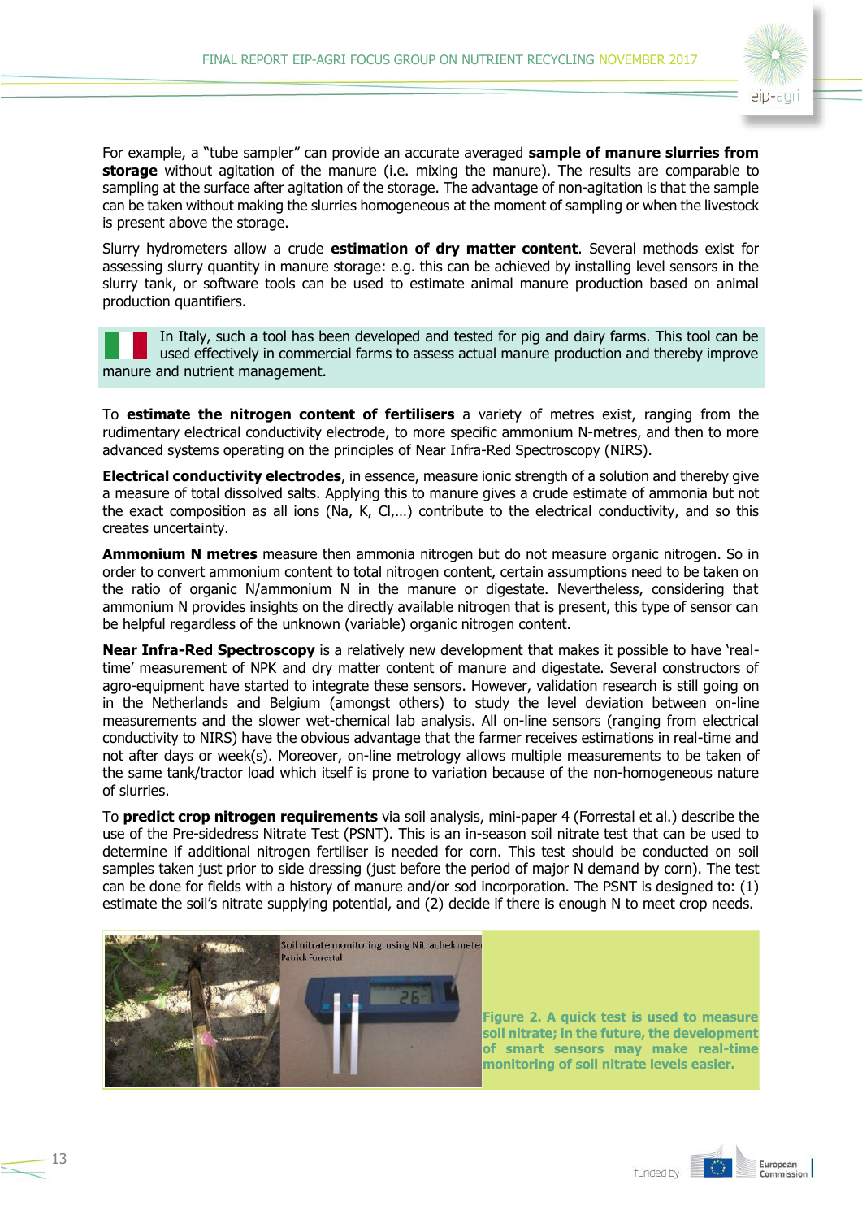For example, a "tube sampler" can provide an accurate averaged **sample of manure slurries from storage** without agitation of the manure (i.e. mixing the manure). The results are comparable to sampling at the surface after agitation of the storage. The advantage of non-agitation is that the sample can be taken without making the slurries homogeneous at the moment of sampling or when the livestock is present above the storage.

Slurry hydrometers allow a crude **estimation of dry matter content**. Several methods exist for assessing slurry quantity in manure storage: e.g. this can be achieved by installing level sensors in the slurry tank, or software tools can be used to estimate animal manure production based on animal production quantifiers.

In Italy, such a tool has been developed and tested for pig and dairy farms. This tool can be used effectively in commercial farms to assess actual manure production and thereby improve manure and nutrient management.

To **estimate the nitrogen content of fertilisers** a variety of metres exist, ranging from the rudimentary electrical conductivity electrode, to more specific ammonium N-metres, and then to more advanced systems operating on the principles of Near Infra-Red Spectroscopy (NIRS).

**Electrical conductivity electrodes**, in essence, measure ionic strength of a solution and thereby give a measure of total dissolved salts. Applying this to manure gives a crude estimate of ammonia but not the exact composition as all ions (Na, K, Cl,…) contribute to the electrical conductivity, and so this creates uncertainty.

**Ammonium N metres** measure then ammonia nitrogen but do not measure organic nitrogen. So in order to convert ammonium content to total nitrogen content, certain assumptions need to be taken on the ratio of organic N/ammonium N in the manure or digestate. Nevertheless, considering that ammonium N provides insights on the directly available nitrogen that is present, this type of sensor can be helpful regardless of the unknown (variable) organic nitrogen content.

**Near Infra-Red Spectroscopy** is a relatively new development that makes it possible to have 'real-time' measurement of NPK and dry matter content of manure and digestate. Several constructors of agro-equipment have started to integrate these sensors. However, validation research is still going on in the Netherlands and Belgium (amongst others) to study the level deviation between on-line measurements and the slower wet-chemical lab analysis. All on-line sensors (ranging from electrical conductivity to NIRS) have the obvious advantage that the farmer receives estimations in real-time and not after days or week(s). Moreover, on-line metrology allows multiple measurements to be taken of the same tank/tractor load which itself is prone to variation because of the non-homogeneous nature of slurries.

To **predict crop nitrogen requirements** via soil analysis, mini-paper 4 (Forrestal et al.) describe the use of the Pre-sidedress Nitrate Test (PSNT). This is an in-season soil nitrate test that can be used to determine if additional nitrogen fertiliser is needed for corn. This test should be conducted on soil samples taken just prior to side dressing (just before the period of major N demand by corn). The test can be done for fields with a history of manure and/or sod incorporation. The PSNT is designed to: (1) estimate the soil's nitrate supplying potential, and (2) decide if there is enough N to meet crop needs.

**Figure 2. A quick test is used to measure soil nitrate; in the future, the development of smart sensors may make real-time monitoring of soil nitrate levels easier.**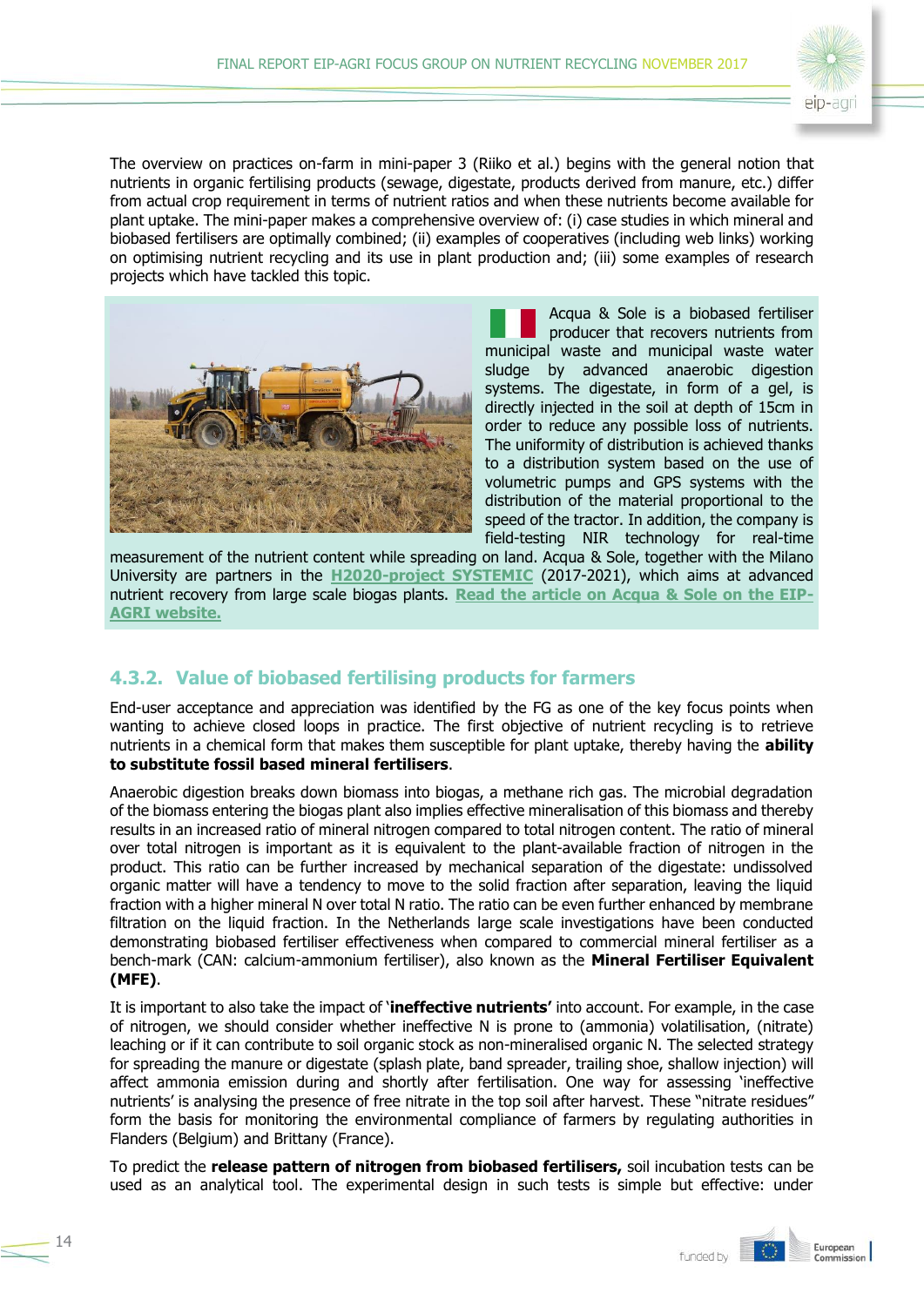The overview on practices on-farm in mini-paper 3 (Riiko et al.) begins with the general notion that nutrients in organic fertilising products (sewage, digestate, products derived from manure, etc.) differ from actual crop requirement in terms of nutrient ratios and when these nutrients become available for plant uptake. The mini-paper makes a comprehensive overview of: (i) case studies in which mineral and biobased fertilisers are optimally combined; (ii) examples of cooperatives (including web links) working on optimising nutrient recycling and its use in plant production and; (iii) some examples of research projects which have tackled this topic.

Acqua & Sole is a biobased fertiliser producer that recovers nutrients from municipal waste and municipal waste water sludge by advanced anaerobic digestion systems. The digestate, in form of a gel, is directly injected in the soil at depth of 15cm in order to reduce any possible loss of nutrients. The uniformity of distribution is achieved thanks to a distribution system based on the use of volumetric pumps and GPS systems with the distribution of the material proportional to the speed of the tractor. In addition, the company is field-testing NIR technology for real-time measurement of the nutrient content while spreading on land. Acqua & Sole, together with the Milano University are partners in the H2020-project SYSTEMIC (2017-2021), which aims at advanced nutrient recovery from large scale biogas plants. Read the article on Acqua & Sole on the EIP-AGRI website.

## 4.3.2. Value of biobased fertilising products for farmers

End-user acceptance and appreciation was identified by the FG as one of the key focus points when wanting to achieve closed loops in practice. The first objective of nutrient recycling is to retrieve nutrients in a chemical form that makes them susceptible for plant uptake, thereby having the **ability to substitute fossil based mineral fertilisers**.

Anaerobic digestion breaks down biomass into biogas, a methane rich gas. The microbial degradation of the biomass entering the biogas plant also implies effective mineralisation of this biomass and thereby results in an increased ratio of mineral nitrogen compared to total nitrogen content. The ratio of mineral over total nitrogen is important as it is equivalent to the plant-available fraction of nitrogen in the product. This ratio can be further increased by mechanical separation of the digestate: undissolved organic matter will have a tendency to move to the solid fraction after separation, leaving the liquid fraction with a higher mineral N over total N ratio. The ratio can be even further enhanced by membrane filtration on the liquid fraction. In the Netherlands large scale investigations have been conducted demonstrating biobased fertiliser effectiveness when compared to commercial mineral fertiliser as a bench-mark (CAN: calcium-ammonium fertiliser), also known as the **Mineral Fertiliser Equivalent (MFE)**.

It is important to also take the impact of '**ineffective nutrients'** into account. For example, in the case of nitrogen, we should consider whether ineffective N is prone to (ammonia) volatilisation, (nitrate) leaching or if it can contribute to soil organic stock as non-mineralised organic N. The selected strategy for spreading the manure or digestate (splash plate, band spreader, trailing shoe, shallow injection) will affect ammonia emission during and shortly after fertilisation. One way for assessing 'ineffective nutrients' is analysing the presence of free nitrate in the top soil after harvest. These "nitrate residues" form the basis for monitoring the environmental compliance of farmers by regulating authorities in Flanders (Belgium) and Brittany (France).

To predict the **release pattern of nitrogen from biobased fertilisers,** soil incubation tests can be used as an analytical tool. The experimental design in such tests is simple but effective: under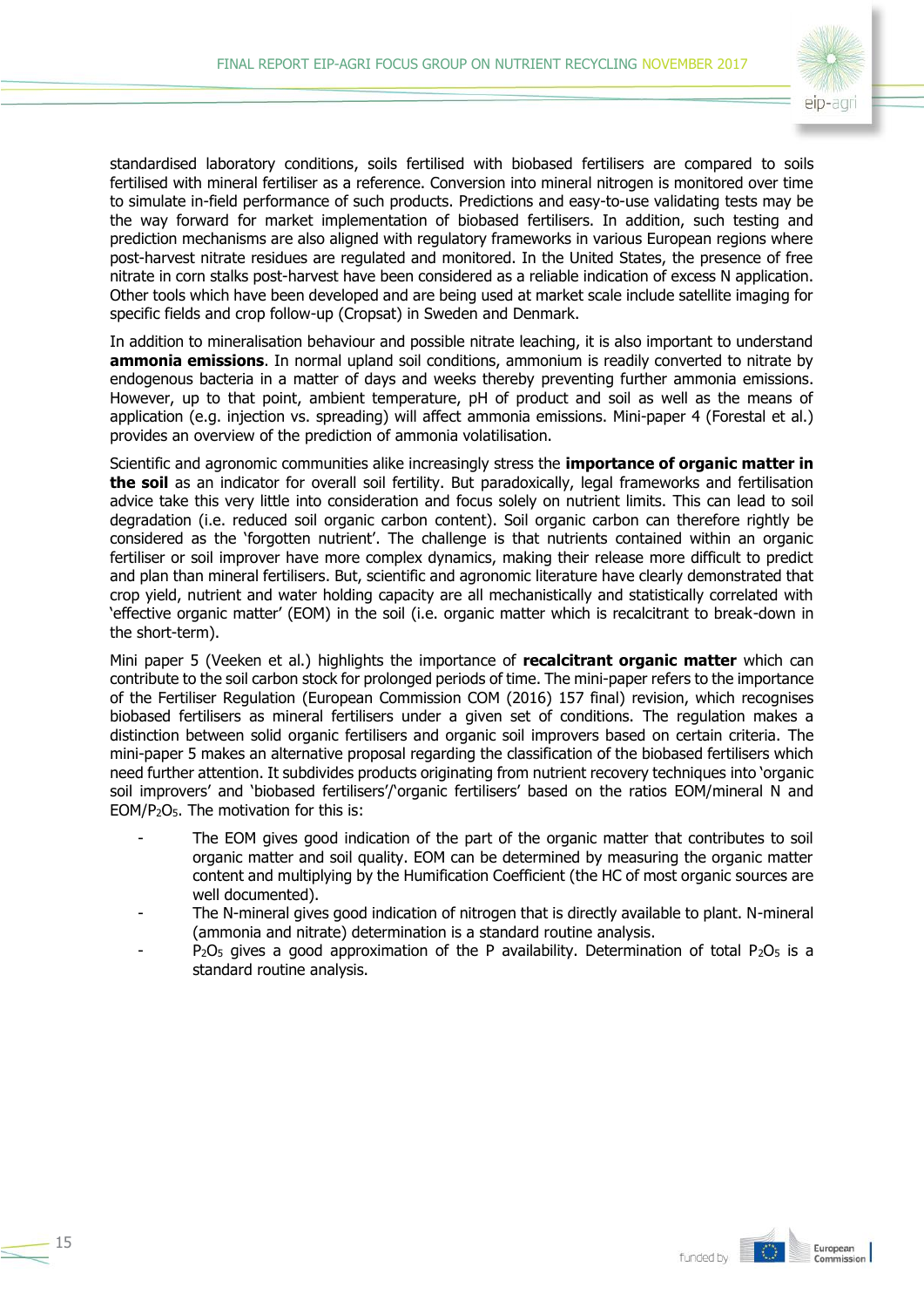standardised laboratory conditions, soils fertilised with biobased fertilisers are compared to soils fertilised with mineral fertiliser as a reference. Conversion into mineral nitrogen is monitored over time to simulate in-field performance of such products. Predictions and easy-to-use validating tests may be the way forward for market implementation of biobased fertilisers. In addition, such testing and prediction mechanisms are also aligned with regulatory frameworks in various European regions where post-harvest nitrate residues are regulated and monitored. In the United States, the presence of free nitrate in corn stalks post-harvest have been considered as a reliable indication of excess N application. Other tools which have been developed and are being used at market scale include satellite imaging for specific fields and crop follow-up (Cropsat) in Sweden and Denmark.

In addition to mineralisation behaviour and possible nitrate leaching, it is also important to understand **ammonia emissions**. In normal upland soil conditions, ammonium is readily converted to nitrate by endogenous bacteria in a matter of days and weeks thereby preventing further ammonia emissions. However, up to that point, ambient temperature, pH of product and soil as well as the means of application (e.g. injection vs. spreading) will affect ammonia emissions. Mini-paper 4 (Forestal et al.) provides an overview of the prediction of ammonia volatilisation.

Scientific and agronomic communities alike increasingly stress the **importance of organic matter in the soil** as an indicator for overall soil fertility. But paradoxically, legal frameworks and fertilisation advice take this very little into consideration and focus solely on nutrient limits. This can lead to soil degradation (i.e. reduced soil organic carbon content). Soil organic carbon can therefore rightly be considered as the 'forgotten nutrient'. The challenge is that nutrients contained within an organic fertiliser or soil improver have more complex dynamics, making their release more difficult to predict and plan than mineral fertilisers. But, scientific and agronomic literature have clearly demonstrated that crop yield, nutrient and water holding capacity are all mechanistically and statistically correlated with 'effective organic matter' (EOM) in the soil (i.e. organic matter which is recalcitrant to break-down in the short-term).

Mini paper 5 (Veeken et al.) highlights the importance of **recalcitrant organic matter** which can contribute to the soil carbon stock for prolonged periods of time. The mini-paper refers to the importance of the Fertiliser Regulation (European Commission COM (2016) 157 final) revision, which recognises biobased fertilisers as mineral fertilisers under a given set of conditions. The regulation makes a distinction between solid organic fertilisers and organic soil improvers based on certain criteria. The mini-paper 5 makes an alternative proposal regarding the classification of the biobased fertilisers which need further attention. It subdivides products originating from nutrient recovery techniques into 'organic soil improvers' and 'biobased fertilisers'/'organic fertilisers' based on the ratios EOM/mineral N and EOM/$P_2O_5$. The motivation for this is:

- The EOM gives good indication of the part of the organic matter that contributes to soil organic matter and soil quality. EOM can be determined by measuring the organic matter content and multiplying by the Humification Coefficient (the HC of most organic sources are well documented).
- The N-mineral gives good indication of nitrogen that is directly available to plant. N-mineral (ammonia and nitrate) determination is a standard routine analysis.
- $P_2O_5$ gives a good approximation of the P availability. Determination of total $P_2O_5$ is a standard routine analysis.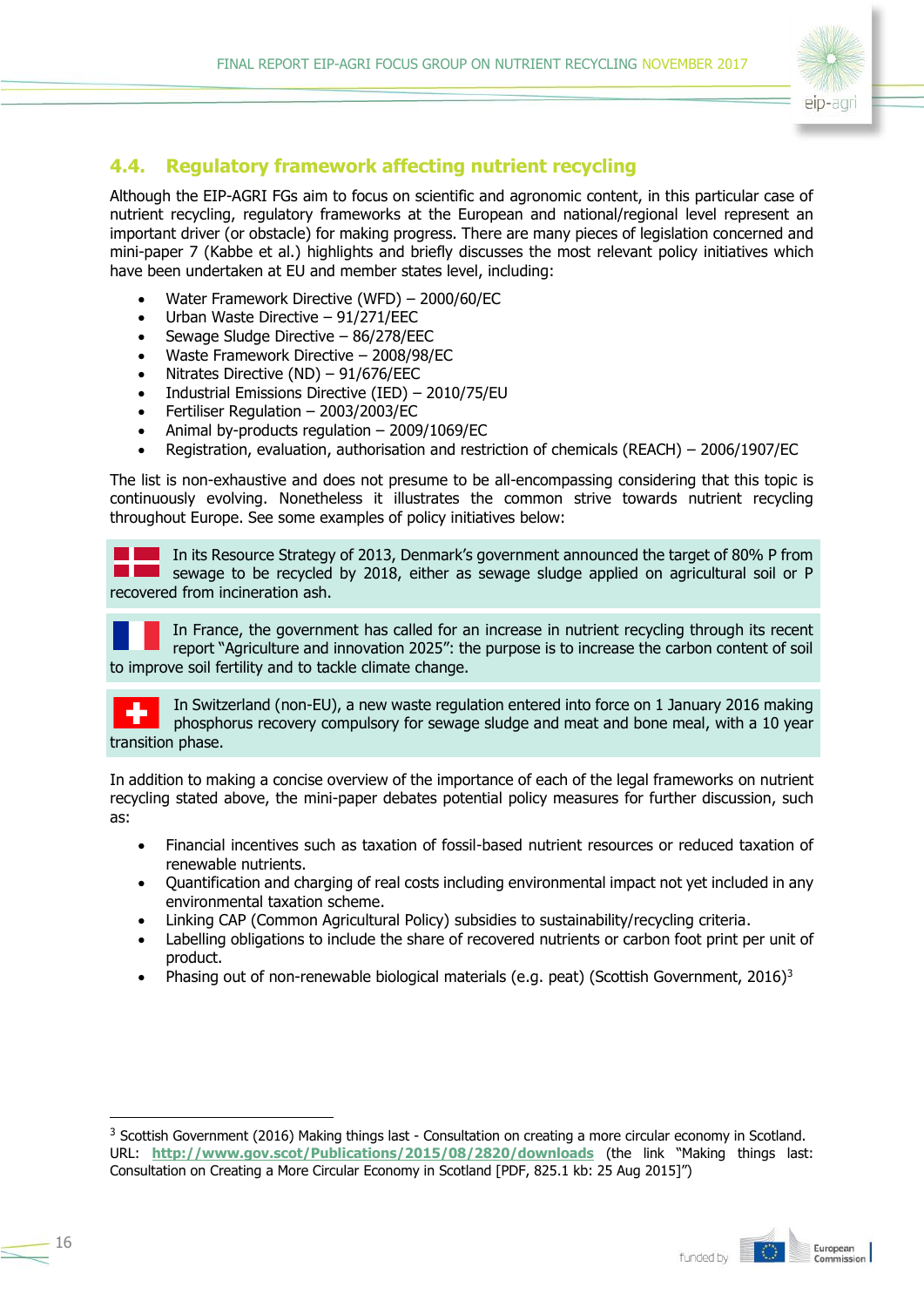## 4.4. Regulatory framework affecting nutrient recycling

Although the EIP-AGRI FGs aim to focus on scientific and agronomic content, in this particular case of nutrient recycling, regulatory frameworks at the European and national/regional level represent an important driver (or obstacle) for making progress. There are many pieces of legislation concerned and mini-paper 7 (Kabbe et al.) highlights and briefly discusses the most relevant policy initiatives which have been undertaken at EU and member states level, including:

- Water Framework Directive (WFD) – 2000/60/EC
- Urban Waste Directive – 91/271/EEC
- Sewage Sludge Directive – 86/278/EEC
- Waste Framework Directive – 2008/98/EC
- Nitrates Directive (ND) – 91/676/EEC
- Industrial Emissions Directive (IED) – 2010/75/EU
- Fertiliser Regulation – 2003/2003/EC
- Animal by-products regulation – 2009/1069/EC
- Registration, evaluation, authorisation and restriction of chemicals (REACH) – 2006/1907/EC

The list is non-exhaustive and does not presume to be all-encompassing considering that this topic is continuously evolving. Nonetheless it illustrates the common strive towards nutrient recycling throughout Europe. See some examples of policy initiatives below:

In its Resource Strategy of 2013, Denmark's government announced the target of 80% P from sewage to be recycled by 2018, either as sewage sludge applied on agricultural soil or P recovered from incineration ash.

In France, the government has called for an increase in nutrient recycling through its recent report "Agriculture and innovation 2025": the purpose is to increase the carbon content of soil to improve soil fertility and to tackle climate change.

In Switzerland (non-EU), a new waste regulation entered into force on 1 January 2016 making phosphorus recovery compulsory for sewage sludge and meat and bone meal, with a 10 year transition phase.

In addition to making a concise overview of the importance of each of the legal frameworks on nutrient recycling stated above, the mini-paper debates potential policy measures for further discussion, such as:

- Financial incentives such as taxation of fossil-based nutrient resources or reduced taxation of renewable nutrients.
- Quantification and charging of real costs including environmental impact not yet included in any environmental taxation scheme.
- Linking CAP (Common Agricultural Policy) subsidies to sustainability/recycling criteria.
- Labelling obligations to include the share of recovered nutrients or carbon foot print per unit of product.
- Phasing out of non-renewable biological materials (e.g. peat) (Scottish Government, 2016)[3]

---

[3] Scottish Government (2016) Making things last - Consultation on creating a more circular economy in Scotland. URL: **http://www.gov.scot/Publications/2015/08/2820/downloads** (the link "Making things last: Consultation on Creating a More Circular Economy in Scotland [PDF, 825.1 kb: 25 Aug 2015]")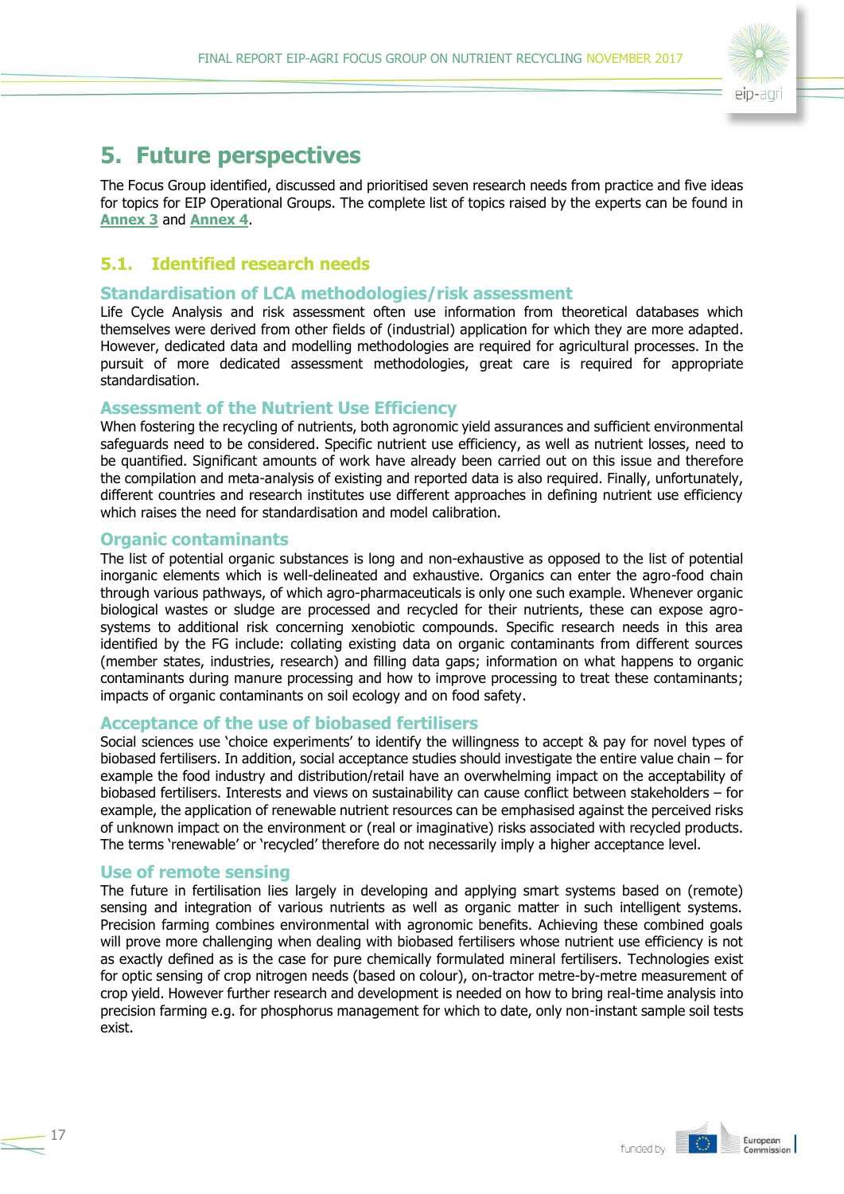# 5. Future perspectives

The Focus Group identified, discussed and prioritised seven research needs from practice and five ideas for topics for EIP Operational Groups. The complete list of topics raised by the experts can be found in **Annex 3** and **Annex 4**.

## 5.1. Identified research needs

### Standardisation of LCA methodologies/risk assessment

Life Cycle Analysis and risk assessment often use information from theoretical databases which themselves were derived from other fields of (industrial) application for which they are more adapted. However, dedicated data and modelling methodologies are required for agricultural processes. In the pursuit of more dedicated assessment methodologies, great care is required for appropriate standardisation.

### Assessment of the Nutrient Use Efficiency

When fostering the recycling of nutrients, both agronomic yield assurances and sufficient environmental safeguards need to be considered. Specific nutrient use efficiency, as well as nutrient losses, need to be quantified. Significant amounts of work have already been carried out on this issue and therefore the compilation and meta-analysis of existing and reported data is also required. Finally, unfortunately, different countries and research institutes use different approaches in defining nutrient use efficiency which raises the need for standardisation and model calibration.

### Organic contaminants

The list of potential organic substances is long and non-exhaustive as opposed to the list of potential inorganic elements which is well-delineated and exhaustive. Organics can enter the agro-food chain through various pathways, of which agro-pharmaceuticals is only one such example. Whenever organic biological wastes or sludge are processed and recycled for their nutrients, these can expose agro-systems to additional risk concerning xenobiotic compounds. Specific research needs in this area identified by the FG include: collating existing data on organic contaminants from different sources (member states, industries, research) and filling data gaps; information on what happens to organic contaminants during manure processing and how to improve processing to treat these contaminants; impacts of organic contaminants on soil ecology and on food safety.

### Acceptance of the use of biobased fertilisers

Social sciences use 'choice experiments' to identify the willingness to accept & pay for novel types of biobased fertilisers. In addition, social acceptance studies should investigate the entire value chain – for example the food industry and distribution/retail have an overwhelming impact on the acceptability of biobased fertilisers. Interests and views on sustainability can cause conflict between stakeholders – for example, the application of renewable nutrient resources can be emphasised against the perceived risks of unknown impact on the environment or (real or imaginative) risks associated with recycled products. The terms 'renewable' or 'recycled' therefore do not necessarily imply a higher acceptance level.

### Use of remote sensing

The future in fertilisation lies largely in developing and applying smart systems based on (remote) sensing and integration of various nutrients as well as organic matter in such intelligent systems. Precision farming combines environmental with agronomic benefits. Achieving these combined goals will prove more challenging when dealing with biobased fertilisers whose nutrient use efficiency is not as exactly defined as is the case for pure chemically formulated mineral fertilisers. Technologies exist for optic sensing of crop nitrogen needs (based on colour), on-tractor metre-by-metre measurement of crop yield. However further research and development is needed on how to bring real-time analysis into precision farming e.g. for phosphorus management for which to date, only non-instant sample soil tests exist.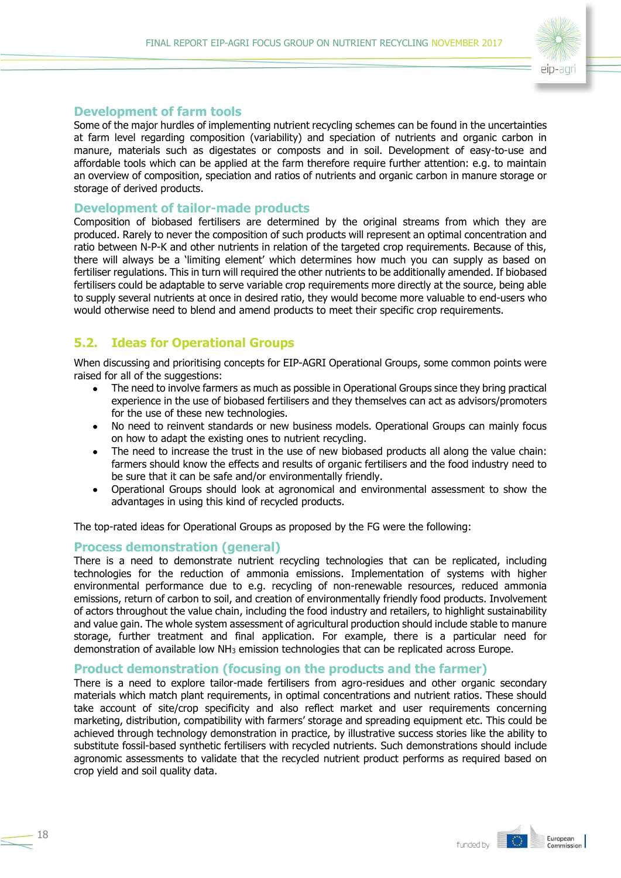### Development of farm tools

Some of the major hurdles of implementing nutrient recycling schemes can be found in the uncertainties at farm level regarding composition (variability) and speciation of nutrients and organic carbon in manure, materials such as digestates or composts and in soil. Development of easy-to-use and affordable tools which can be applied at the farm therefore require further attention: e.g. to maintain an overview of composition, speciation and ratios of nutrients and organic carbon in manure storage or storage of derived products.

### Development of tailor-made products

Composition of biobased fertilisers are determined by the original streams from which they are produced. Rarely to never the composition of such products will represent an optimal concentration and ratio between N-P-K and other nutrients in relation of the targeted crop requirements. Because of this, there will always be a 'limiting element' which determines how much you can supply as based on fertiliser regulations. This in turn will required the other nutrients to be additionally amended. If biobased fertilisers could be adaptable to serve variable crop requirements more directly at the source, being able to supply several nutrients at once in desired ratio, they would become more valuable to end-users who would otherwise need to blend and amend products to meet their specific crop requirements.

## 5.2. Ideas for Operational Groups

When discussing and prioritising concepts for EIP-AGRI Operational Groups, some common points were raised for all of the suggestions:

- The need to involve farmers as much as possible in Operational Groups since they bring practical experience in the use of biobased fertilisers and they themselves can act as advisors/promoters for the use of these new technologies.
- No need to reinvent standards or new business models. Operational Groups can mainly focus on how to adapt the existing ones to nutrient recycling.
- The need to increase the trust in the use of new biobased products all along the value chain: farmers should know the effects and results of organic fertilisers and the food industry need to be sure that it can be safe and/or environmentally friendly.
- Operational Groups should look at agronomical and environmental assessment to show the advantages in using this kind of recycled products.

The top-rated ideas for Operational Groups as proposed by the FG were the following:

### Process demonstration (general)

There is a need to demonstrate nutrient recycling technologies that can be replicated, including technologies for the reduction of ammonia emissions. Implementation of systems with higher environmental performance due to e.g. recycling of non-renewable resources, reduced ammonia emissions, return of carbon to soil, and creation of environmentally friendly food products. Involvement of actors throughout the value chain, including the food industry and retailers, to highlight sustainability and value gain. The whole system assessment of agricultural production should include stable to manure storage, further treatment and final application. For example, there is a particular need for demonstration of available low $NH_3$ emission technologies that can be replicated across Europe.

### Product demonstration (focusing on the products and the farmer)

There is a need to explore tailor-made fertilisers from agro-residues and other organic secondary materials which match plant requirements, in optimal concentrations and nutrient ratios. These should take account of site/crop specificity and also reflect market and user requirements concerning marketing, distribution, compatibility with farmers' storage and spreading equipment etc. This could be achieved through technology demonstration in practice, by illustrative success stories like the ability to substitute fossil-based synthetic fertilisers with recycled nutrients. Such demonstrations should include agronomic assessments to validate that the recycled nutrient product performs as required based on crop yield and soil quality data.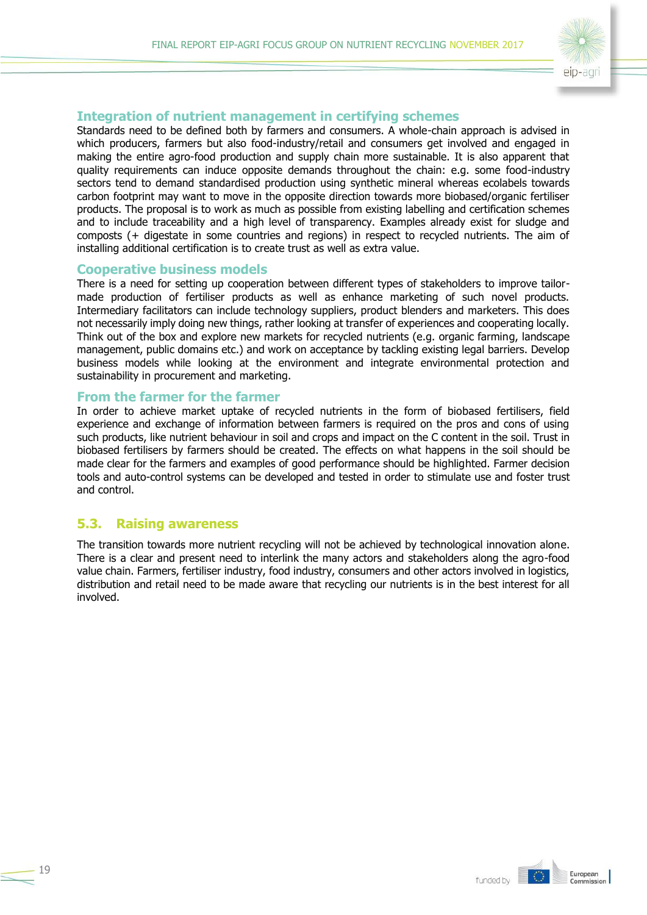### Integration of nutrient management in certifying schemes

Standards need to be defined both by farmers and consumers. A whole-chain approach is advised in which producers, farmers but also food-industry/retail and consumers get involved and engaged in making the entire agro-food production and supply chain more sustainable. It is also apparent that quality requirements can induce opposite demands throughout the chain: e.g. some food-industry sectors tend to demand standardised production using synthetic mineral whereas ecolabels towards carbon footprint may want to move in the opposite direction towards more biobased/organic fertiliser products. The proposal is to work as much as possible from existing labelling and certification schemes and to include traceability and a high level of transparency. Examples already exist for sludge and composts (+ digestate in some countries and regions) in respect to recycled nutrients. The aim of installing additional certification is to create trust as well as extra value.

### Cooperative business models

There is a need for setting up cooperation between different types of stakeholders to improve tailor-made production of fertiliser products as well as enhance marketing of such novel products. Intermediary facilitators can include technology suppliers, product blenders and marketers. This does not necessarily imply doing new things, rather looking at transfer of experiences and cooperating locally. Think out of the box and explore new markets for recycled nutrients (e.g. organic farming, landscape management, public domains etc.) and work on acceptance by tackling existing legal barriers. Develop business models while looking at the environment and integrate environmental protection and sustainability in procurement and marketing.

### From the farmer for the farmer

In order to achieve market uptake of recycled nutrients in the form of biobased fertilisers, field experience and exchange of information between farmers is required on the pros and cons of using such products, like nutrient behaviour in soil and crops and impact on the C content in the soil. Trust in biobased fertilisers by farmers should be created. The effects on what happens in the soil should be made clear for the farmers and examples of good performance should be highlighted. Farmer decision tools and auto-control systems can be developed and tested in order to stimulate use and foster trust and control.

## 5.3. Raising awareness

The transition towards more nutrient recycling will not be achieved by technological innovation alone. There is a clear and present need to interlink the many actors and stakeholders along the agro-food value chain. Farmers, fertiliser industry, food industry, consumers and other actors involved in logistics, distribution and retail need to be made aware that recycling our nutrients is in the best interest for all involved.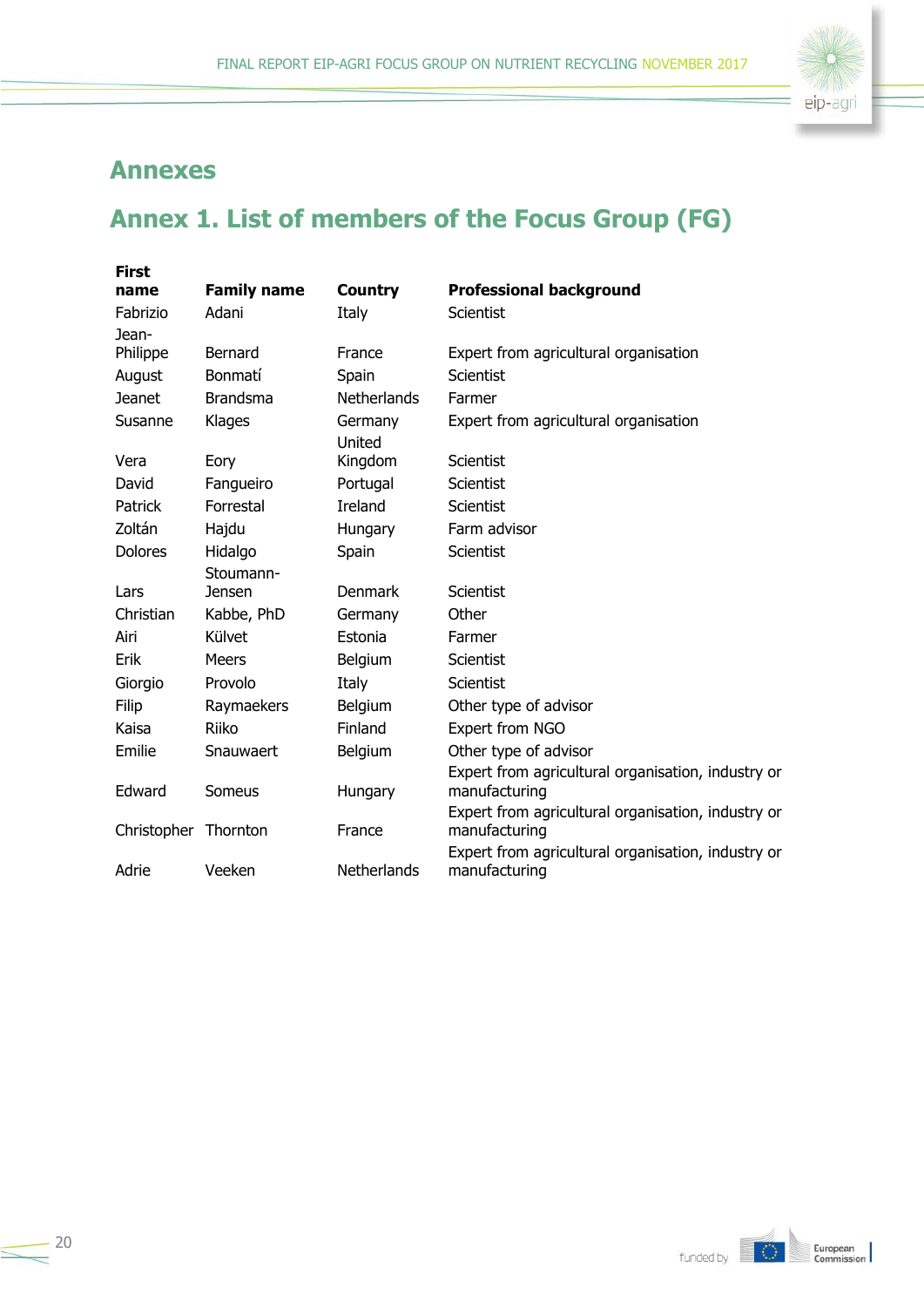# Annexes

## Annex 1. List of members of the Focus Group (FG)

| First name | Family name | Country | Professional background |
|---|---|---|---|
| Fabrizio | Adani | Italy | Scientist |
| Jean-Philippe | Bernard | France | Expert from agricultural organisation |
| August | Bonmatí | Spain | Scientist |
| Jeanet | Brandsma | Netherlands | Farmer |
| Susanne | Klages | Germany | Expert from agricultural organisation |
| Vera | Eory | United Kingdom | Scientist |
| David | Fangueiro | Portugal | Scientist |
| Patrick | Forrestal | Ireland | Scientist |
| Zoltán | Hajdu | Hungary | Farm advisor |
| Dolores | Hidalgo | Spain | Scientist |
| Lars | Stoumann-Jensen | Denmark | Scientist |
| Christian | Kabbe, PhD | Germany | Other |
| Airi | Külvet | Estonia | Farmer |
| Erik | Meers | Belgium | Scientist |
| Giorgio | Provolo | Italy | Scientist |
| Filip | Raymaekers | Belgium | Other type of advisor |
| Kaisa | Riiko | Finland | Expert from NGO |
| Emilie | Snauwaert | Belgium | Other type of advisor |
| Edward | Someus | Hungary | Expert from agricultural organisation, industry or manufacturing |
| Christopher | Thornton | France | Expert from agricultural organisation, industry or manufacturing |
| Adrie | Veeken | Netherlands | Expert from agricultural organisation, industry or manufacturing |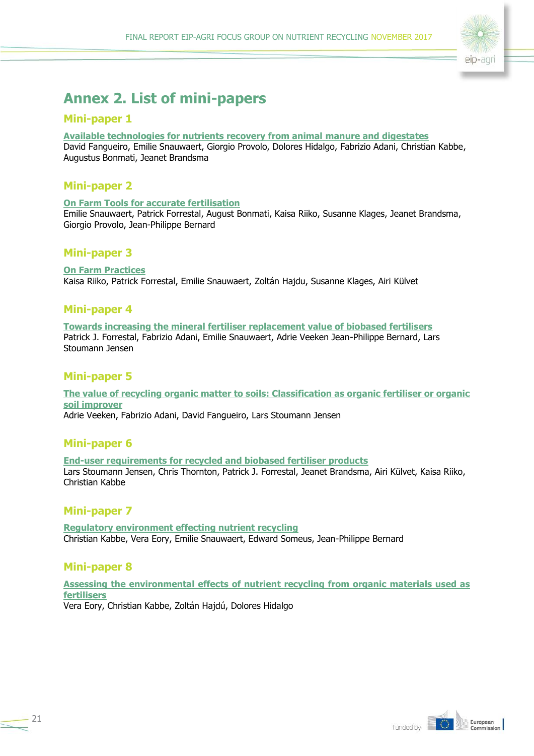# Annex 2. List of mini-papers

## Mini-paper 1

**Available technologies for nutrients recovery from animal manure and digestates**
David Fangueiro, Emilie Snauwaert, Giorgio Provolo, Dolores Hidalgo, Fabrizio Adani, Christian Kabbe, Augustus Bonmati, Jeanet Brandsma

## Mini-paper 2

**On Farm Tools for accurate fertilisation**
Emilie Snauwaert, Patrick Forrestal, August Bonmati, Kaisa Riiko, Susanne Klages, Jeanet Brandsma, Giorgio Provolo, Jean-Philippe Bernard

## Mini-paper 3

**On Farm Practices**
Kaisa Riiko, Patrick Forrestal, Emilie Snauwaert, Zoltán Hajdu, Susanne Klages, Airi Külvet

## Mini-paper 4

**Towards increasing the mineral fertiliser replacement value of biobased fertilisers**
Patrick J. Forrestal, Fabrizio Adani, Emilie Snauwaert, Adrie Veeken Jean-Philippe Bernard, Lars Stoumann Jensen

## Mini-paper 5

**The value of recycling organic matter to soils: Classification as organic fertiliser or organic soil improver**
Adrie Veeken, Fabrizio Adani, David Fangueiro, Lars Stoumann Jensen

## Mini-paper 6

**End-user requirements for recycled and biobased fertiliser products**
Lars Stoumann Jensen, Chris Thornton, Patrick J. Forrestal, Jeanet Brandsma, Airi Külvet, Kaisa Riiko, Christian Kabbe

## Mini-paper 7

**Regulatory environment effecting nutrient recycling**
Christian Kabbe, Vera Eory, Emilie Snauwaert, Edward Someus, Jean-Philippe Bernard

## Mini-paper 8

**Assessing the environmental effects of nutrient recycling from organic materials used as fertilisers**
Vera Eory, Christian Kabbe, Zoltán Hajdú, Dolores Hidalgo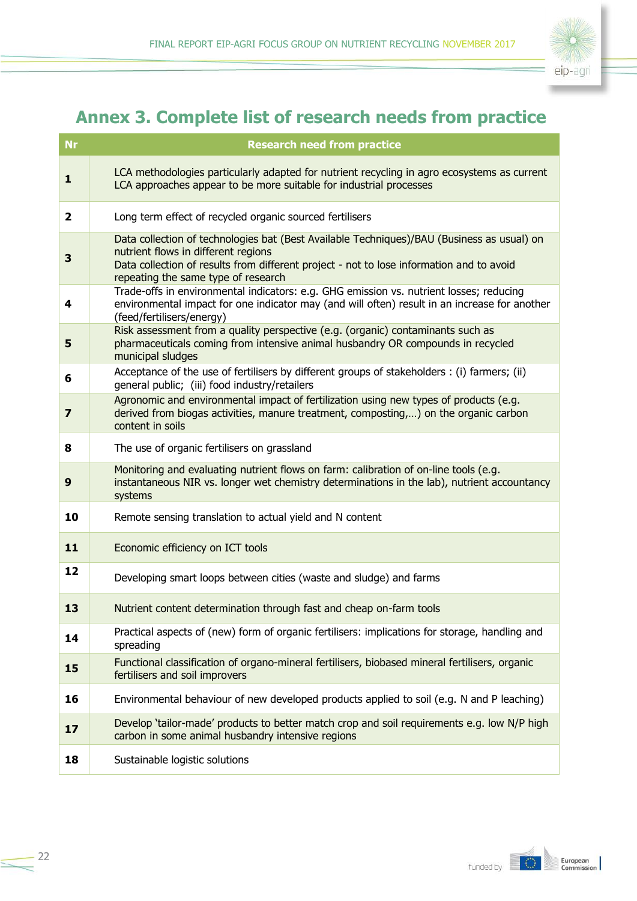# Annex 3. Complete list of research needs from practice

| Nr | Research need from practice |
|---|---|
| **1** | LCA methodologies particularly adapted for nutrient recycling in agro ecosystems as current LCA approaches appear to be more suitable for industrial processes |
| **2** | Long term effect of recycled organic sourced fertilisers |
| **3** | Data collection of technologies bat (Best Available Techniques)/BAU (Business as usual) on nutrient flows in different regions<br>Data collection of results from different project - not to lose information and to avoid repeating the same type of research |
| **4** | Trade-offs in environmental indicators: e.g. GHG emission vs. nutrient losses; reducing environmental impact for one indicator may (and will often) result in an increase for another (feed/fertilisers/energy) |
| **5** | Risk assessment from a quality perspective (e.g. (organic) contaminants such as pharmaceuticals coming from intensive animal husbandry OR compounds in recycled municipal sludges |
| **6** | Acceptance of the use of fertilisers by different groups of stakeholders : (i) farmers; (ii) general public; (iii) food industry/retailers |
| **7** | Agronomic and environmental impact of fertilization using new types of products (e.g. derived from biogas activities, manure treatment, composting,…) on the organic carbon content in soils |
| **8** | The use of organic fertilisers on grassland |
| **9** | Monitoring and evaluating nutrient flows on farm: calibration of on-line tools (e.g. instantaneous NIR vs. longer wet chemistry determinations in the lab), nutrient accountancy systems |
| **10** | Remote sensing translation to actual yield and N content |
| **11** | Economic efficiency on ICT tools |
| **12** | Developing smart loops between cities (waste and sludge) and farms |
| **13** | Nutrient content determination through fast and cheap on-farm tools |
| **14** | Practical aspects of (new) form of organic fertilisers: implications for storage, handling and spreading |
| **15** | Functional classification of organo-mineral fertilisers, biobased mineral fertilisers, organic fertilisers and soil improvers |
| **16** | Environmental behaviour of new developed products applied to soil (e.g. N and P leaching) |
| **17** | Develop 'tailor-made' products to better match crop and soil requirements e.g. low N/P high carbon in some animal husbandry intensive regions |
| **18** | Sustainable logistic solutions |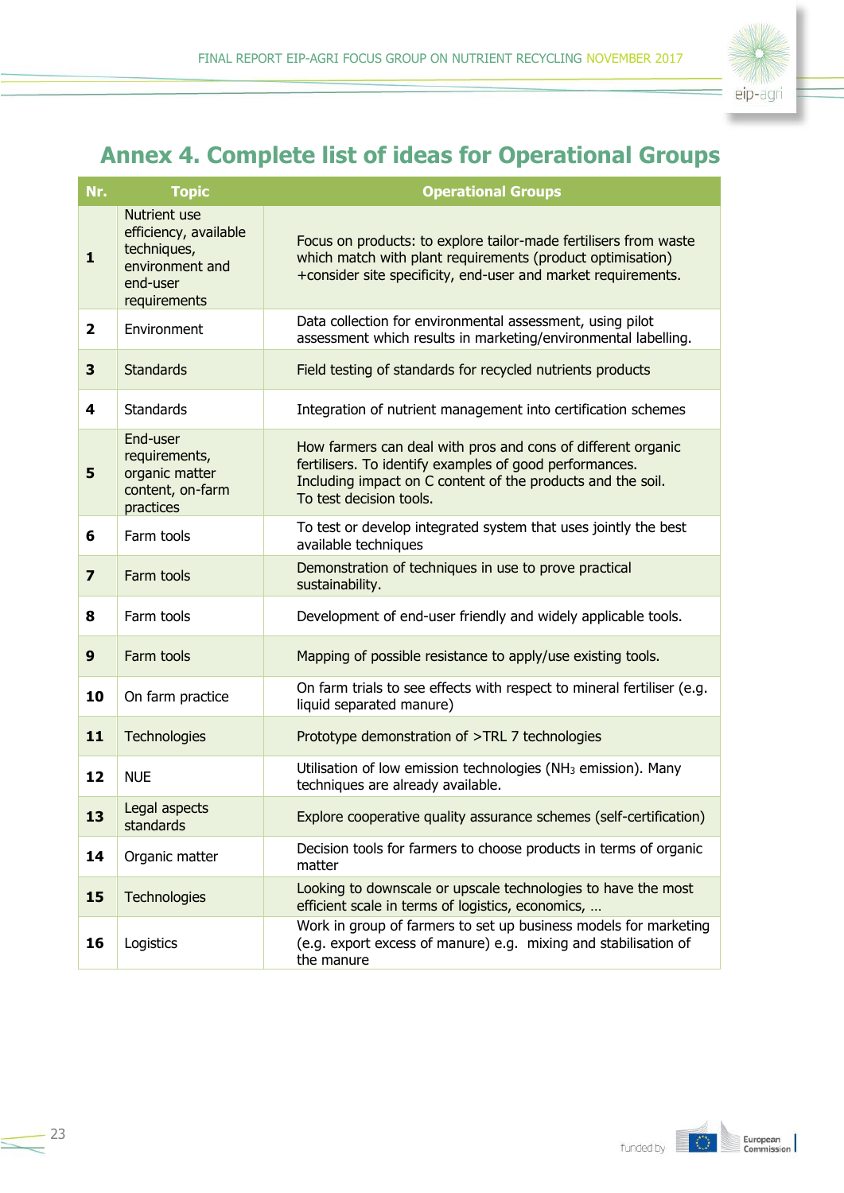# Annex 4. Complete list of ideas for Operational Groups

| Nr. | Topic | Operational Groups |
|---|---|---|
| **1** | Nutrient use efficiency, available techniques, environment and end-user requirements | Focus on products: to explore tailor-made fertilisers from waste which match with plant requirements (product optimisation) +consider site specificity, end-user and market requirements. |
| **2** | Environment | Data collection for environmental assessment, using pilot assessment which results in marketing/environmental labelling. |
| **3** | Standards | Field testing of standards for recycled nutrients products |
| **4** | Standards | Integration of nutrient management into certification schemes |
| **5** | End-user requirements, organic matter content, on-farm practices | How farmers can deal with pros and cons of different organic fertilisers. To identify examples of good performances. Including impact on C content of the products and the soil. To test decision tools. |
| **6** | Farm tools | To test or develop integrated system that uses jointly the best available techniques |
| **7** | Farm tools | Demonstration of techniques in use to prove practical sustainability. |
| **8** | Farm tools | Development of end-user friendly and widely applicable tools. |
| **9** | Farm tools | Mapping of possible resistance to apply/use existing tools. |
| **10** | On farm practice | On farm trials to see effects with respect to mineral fertiliser (e.g. liquid separated manure) |
| **11** | Technologies | Prototype demonstration of >TRL 7 technologies |
| **12** | NUE | Utilisation of low emission technologies ($NH_3$ emission). Many techniques are already available. |
| **13** | Legal aspects standards | Explore cooperative quality assurance schemes (self-certification) |
| **14** | Organic matter | Decision tools for farmers to choose products in terms of organic matter |
| **15** | Technologies | Looking to downscale or upscale technologies to have the most efficient scale in terms of logistics, economics, … |
| **16** | Logistics | Work in group of farmers to set up business models for marketing (e.g. export excess of manure) e.g. mixing and stabilisation of the manure |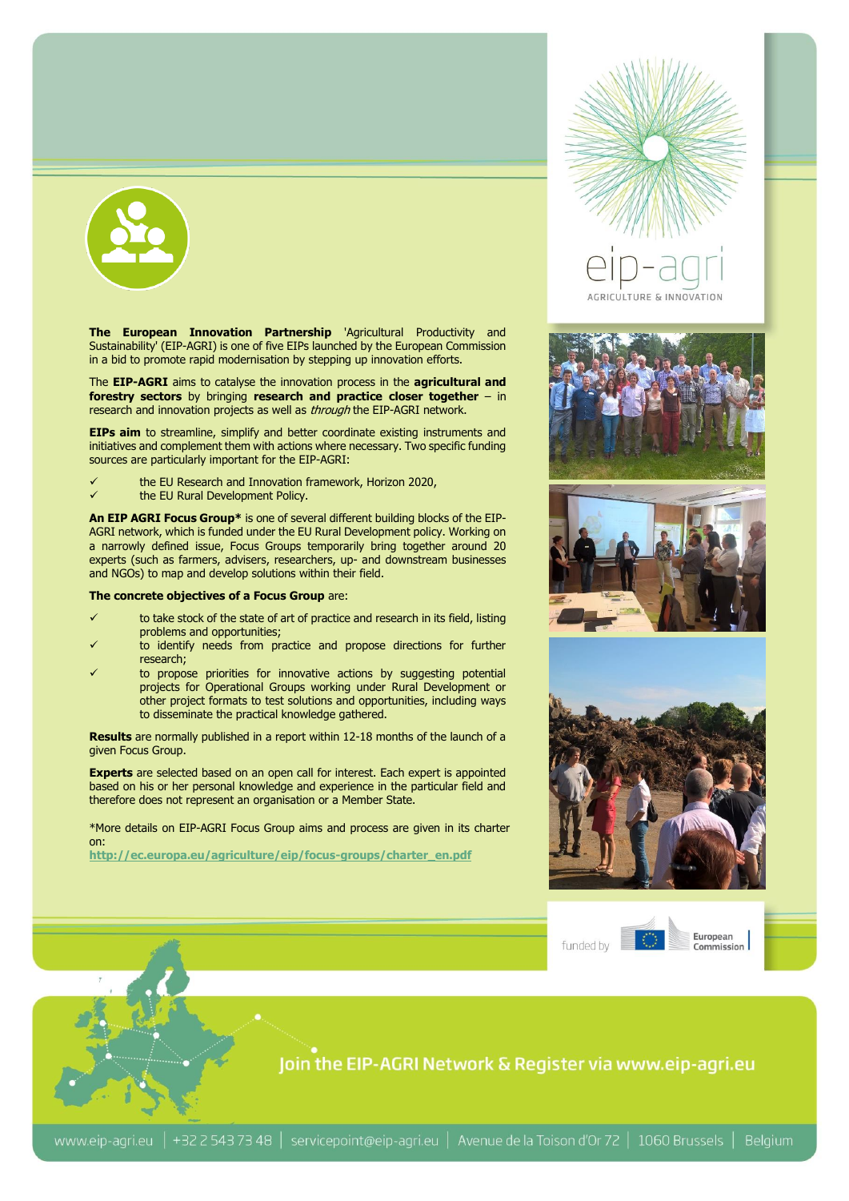eip-agri

AGRICULTURE & INNOVATION

**The European Innovation Partnership** 'Agricultural Productivity and Sustainability' (EIP-AGRI) is one of five EIPs launched by the European Commission in a bid to promote rapid modernisation by stepping up innovation efforts.

The **EIP-AGRI** aims to catalyse the innovation process in the **agricultural and forestry sectors** by bringing **research and practice closer together** – in research and innovation projects as well as *through* the EIP-AGRI network.

**EIPs aim** to streamline, simplify and better coordinate existing instruments and initiatives and complement them with actions where necessary. Two specific funding sources are particularly important for the EIP-AGRI:

- ✓ the EU Research and Innovation framework, Horizon 2020,
- ✓ the EU Rural Development Policy.

**An EIP AGRI Focus Group*** is one of several different building blocks of the EIP-AGRI network, which is funded under the EU Rural Development policy. Working on a narrowly defined issue, Focus Groups temporarily bring together around 20 experts (such as farmers, advisers, researchers, up- and downstream businesses and NGOs) to map and develop solutions within their field.

**The concrete objectives of a Focus Group** are:

- ✓ to take stock of the state of art of practice and research in its field, listing problems and opportunities;
- ✓ to identify needs from practice and propose directions for further research;
- ✓ to propose priorities for innovative actions by suggesting potential projects for Operational Groups working under Rural Development or other project formats to test solutions and opportunities, including ways to disseminate the practical knowledge gathered.

**Results** are normally published in a report within 12-18 months of the launch of a given Focus Group.

**Experts** are selected based on an open call for interest. Each expert is appointed based on his or her personal knowledge and experience in the particular field and therefore does not represent an organisation or a Member State.

*More details on EIP-AGRI Focus Group aims and process are given in its charter on:
**http://ec.europa.eu/agriculture/eip/focus-groups/charter_en.pdf**

funded by European Commission

Join the EIP-AGRI Network & Register via www.eip-agri.eu

www.eip-agri.eu | +32 2 543 73 48 | servicepoint@eip-agri.eu | Avenue de la Toison d'Or 72 | 1060 Brussels | Belgium